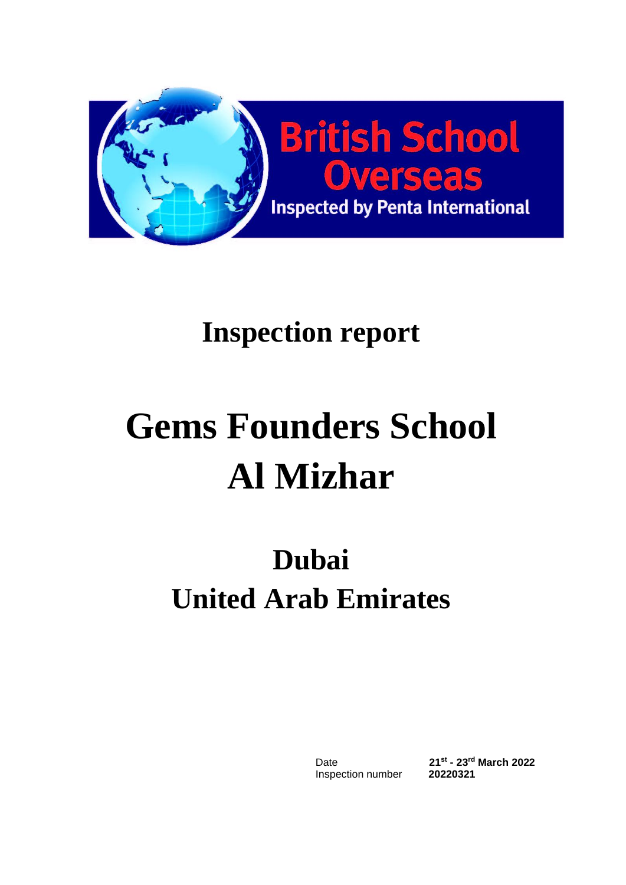British School Overseas

Inspected by Penta International

# Inspection report

# Gems Founders School Al Mizhar

## Dubai
## United Arab Emirates

| | |
|---|---|
| Date | **21st - 23rd March 2022** |
| Inspection number | **20220321** |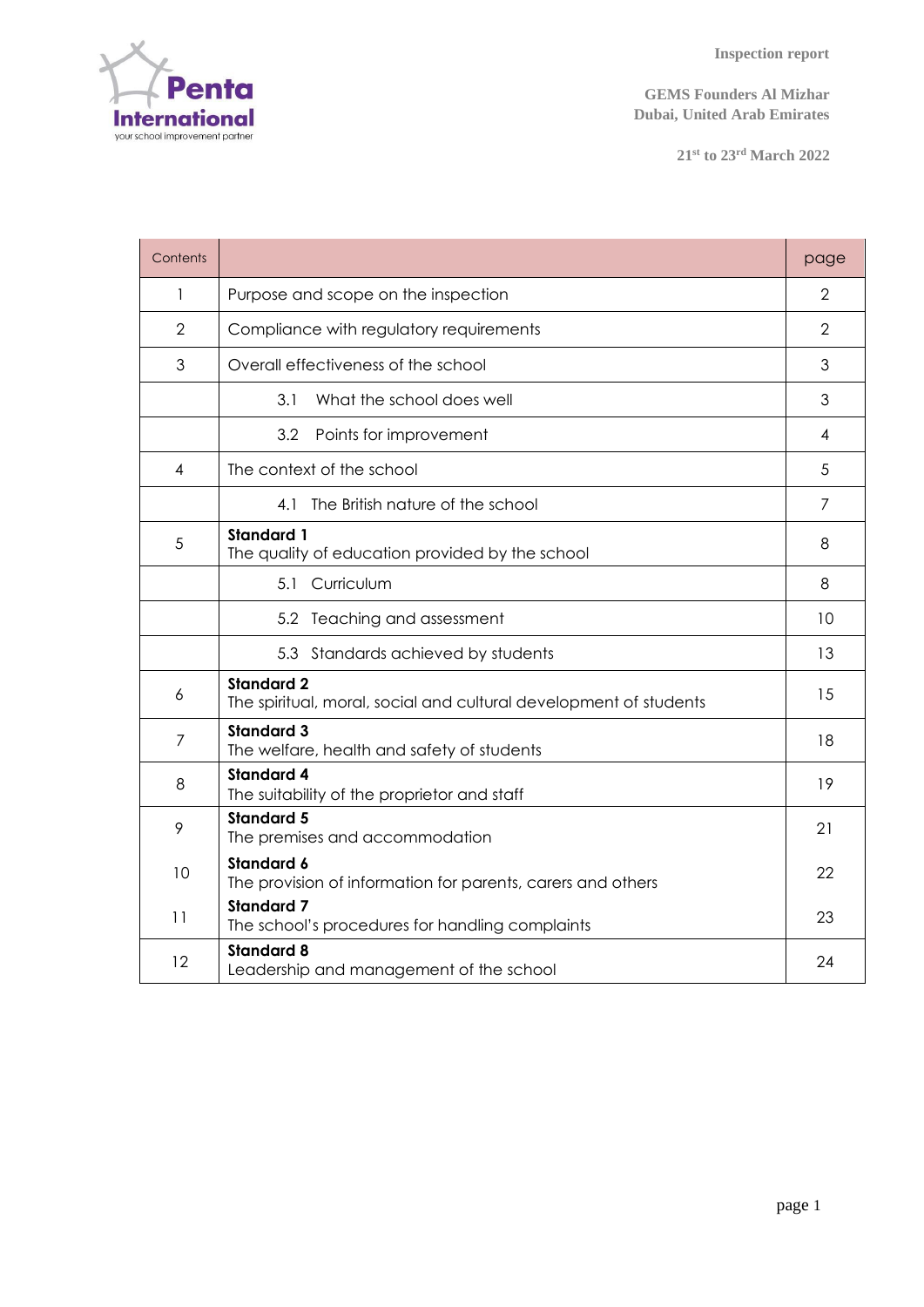Inspection report

GEMS Founders Al Mizhar
Dubai, United Arab Emirates

21st to 23rd March 2022

| Contents | | page |
|---|---|---|
| 1 | Purpose and scope on the inspection | 2 |
| 2 | Compliance with regulatory requirements | 2 |
| 3 | Overall effectiveness of the school | 3 |
| | 3.1 What the school does well | 3 |
| | 3.2 Points for improvement | 4 |
| 4 | The context of the school | 5 |
| | 4.1 The British nature of the school | 7 |
| 5 | **Standard 1** The quality of education provided by the school | 8 |
| | 5.1 Curriculum | 8 |
| | 5.2 Teaching and assessment | 10 |
| | 5.3 Standards achieved by students | 13 |
| 6 | **Standard 2** The spiritual, moral, social and cultural development of students | 15 |
| 7 | **Standard 3** The welfare, health and safety of students | 18 |
| 8 | **Standard 4** The suitability of the proprietor and staff | 19 |
| 9 | **Standard 5** The premises and accommodation | 21 |
| 10 | **Standard 6** The provision of information for parents, carers and others | 22 |
| 11 | **Standard 7** The school's procedures for handling complaints | 23 |
| 12 | **Standard 8** Leadership and management of the school | 24 |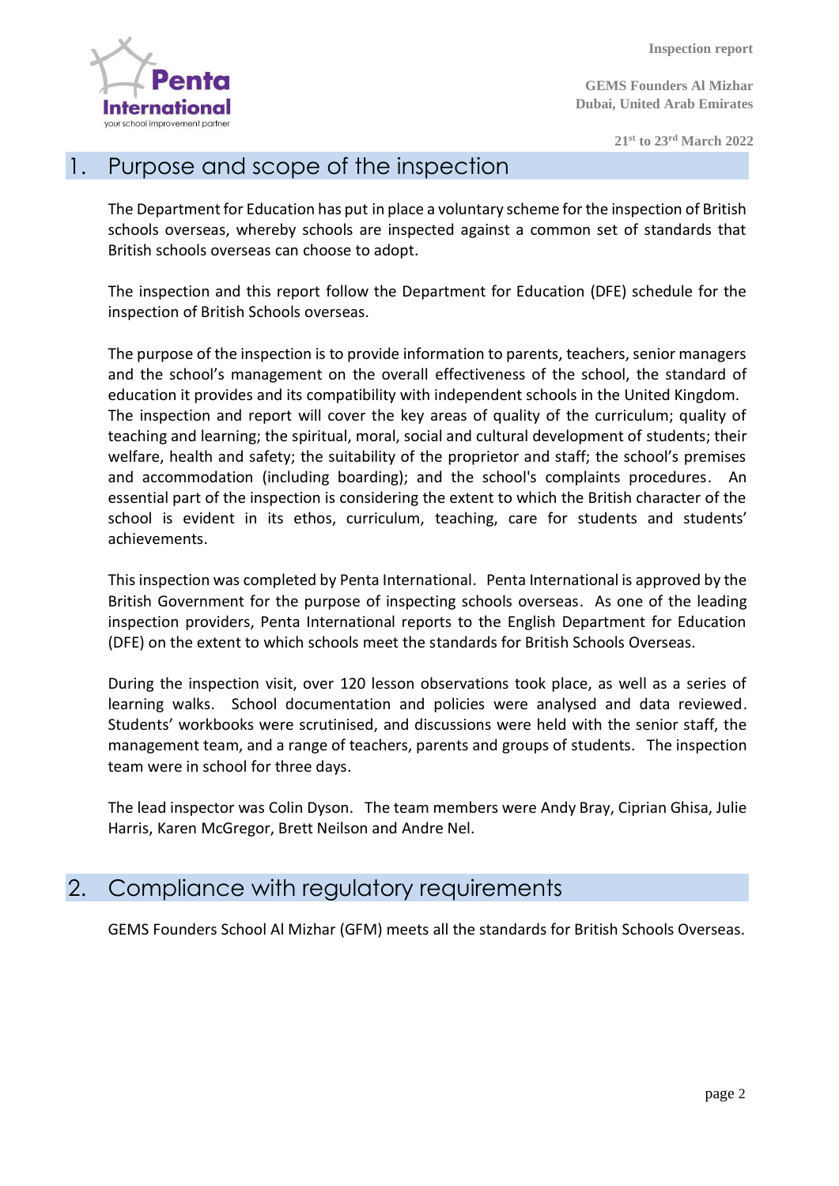## 1. Purpose and scope of the inspection

The Department for Education has put in place a voluntary scheme for the inspection of British schools overseas, whereby schools are inspected against a common set of standards that British schools overseas can choose to adopt.

The inspection and this report follow the Department for Education (DFE) schedule for the inspection of British Schools overseas.

The purpose of the inspection is to provide information to parents, teachers, senior managers and the school's management on the overall effectiveness of the school, the standard of education it provides and its compatibility with independent schools in the United Kingdom. The inspection and report will cover the key areas of quality of the curriculum; quality of teaching and learning; the spiritual, moral, social and cultural development of students; their welfare, health and safety; the suitability of the proprietor and staff; the school's premises and accommodation (including boarding); and the school's complaints procedures. An essential part of the inspection is considering the extent to which the British character of the school is evident in its ethos, curriculum, teaching, care for students and students' achievements.

This inspection was completed by Penta International. Penta International is approved by the British Government for the purpose of inspecting schools overseas. As one of the leading inspection providers, Penta International reports to the English Department for Education (DFE) on the extent to which schools meet the standards for British Schools Overseas.

During the inspection visit, over 120 lesson observations took place, as well as a series of learning walks. School documentation and policies were analysed and data reviewed. Students' workbooks were scrutinised, and discussions were held with the senior staff, the management team, and a range of teachers, parents and groups of students. The inspection team were in school for three days.

The lead inspector was Colin Dyson. The team members were Andy Bray, Ciprian Ghisa, Julie Harris, Karen McGregor, Brett Neilson and Andre Nel.

## 2. Compliance with regulatory requirements

GEMS Founders School Al Mizhar (GFM) meets all the standards for British Schools Overseas.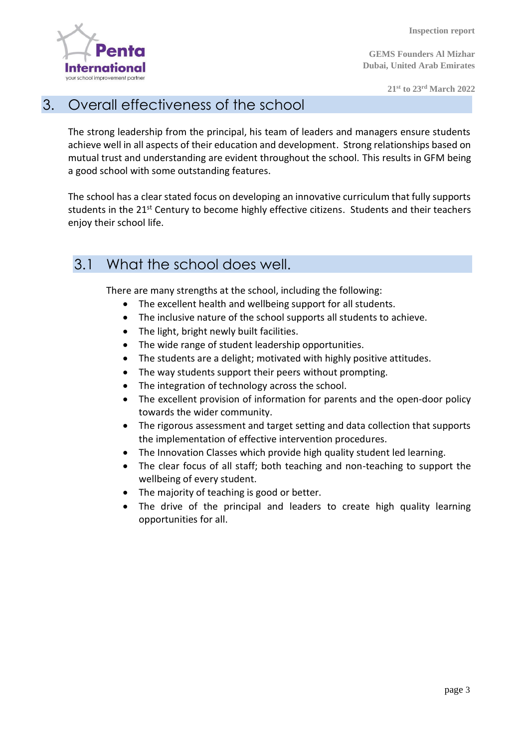## 3. Overall effectiveness of the school

The strong leadership from the principal, his team of leaders and managers ensure students achieve well in all aspects of their education and development. Strong relationships based on mutual trust and understanding are evident throughout the school. This results in GFM being a good school with some outstanding features.

The school has a clear stated focus on developing an innovative curriculum that fully supports students in the 21st Century to become highly effective citizens. Students and their teachers enjoy their school life.

### 3.1 What the school does well.

There are many strengths at the school, including the following:

- The excellent health and wellbeing support for all students.
- The inclusive nature of the school supports all students to achieve.
- The light, bright newly built facilities.
- The wide range of student leadership opportunities.
- The students are a delight; motivated with highly positive attitudes.
- The way students support their peers without prompting.
- The integration of technology across the school.
- The excellent provision of information for parents and the open-door policy towards the wider community.
- The rigorous assessment and target setting and data collection that supports the implementation of effective intervention procedures.
- The Innovation Classes which provide high quality student led learning.
- The clear focus of all staff; both teaching and non-teaching to support the wellbeing of every student.
- The majority of teaching is good or better.
- The drive of the principal and leaders to create high quality learning opportunities for all.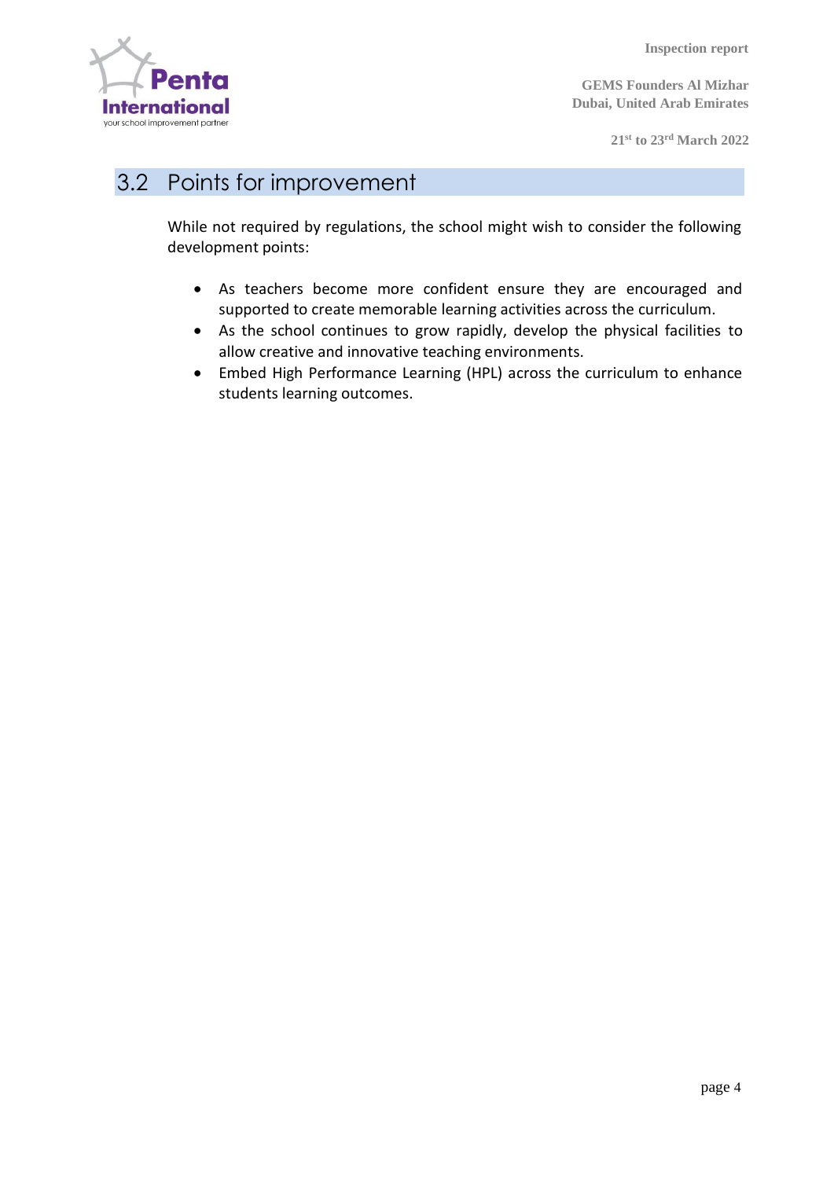## 3.2 Points for improvement

While not required by regulations, the school might wish to consider the following development points:

- As teachers become more confident ensure they are encouraged and supported to create memorable learning activities across the curriculum.
- As the school continues to grow rapidly, develop the physical facilities to allow creative and innovative teaching environments.
- Embed High Performance Learning (HPL) across the curriculum to enhance students learning outcomes.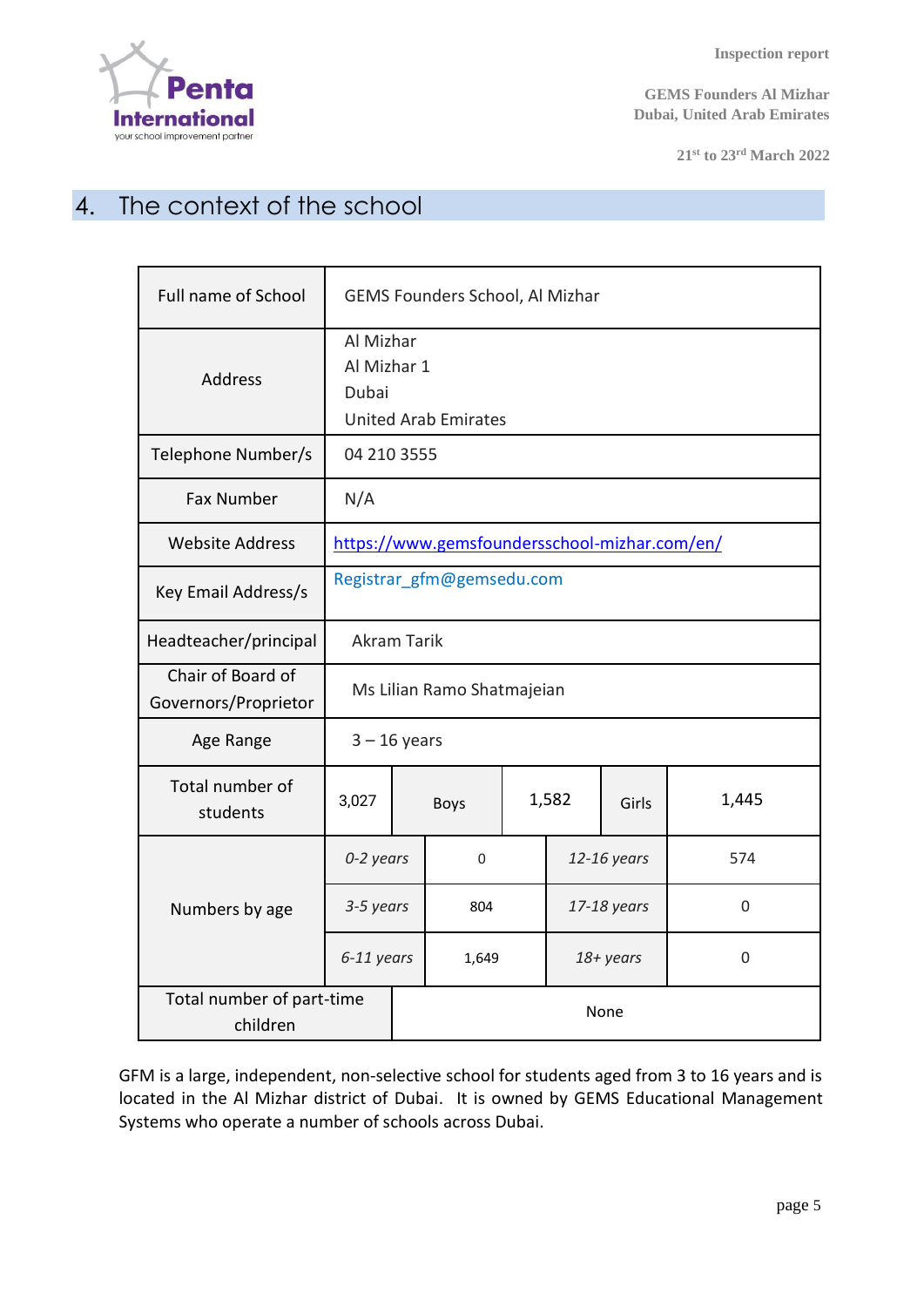# 4. The context of the school

| | | | | | |
|---|---|---|---|---|---|
| Full name of School | GEMS Founders School, Al Mizhar | | | | |
| Address | Al Mizhar<br>Al Mizhar 1<br>Dubai<br>United Arab Emirates | | | | |
| Telephone Number/s | 04 210 3555 | | | | |
| Fax Number | N/A | | | | |
| Website Address | https://www.gemsfoundersschool-mizhar.com/en/ | | | | |
| Key Email Address/s | Registrar_gfm@gemsedu.com | | | | |
| Headteacher/principal | Akram Tarik | | | | |
| Chair of Board of Governors/Proprietor | Ms Lilian Ramo Shatmajeian | | | | |
| Age Range | 3 – 16 years | | | | |
| Total number of students | 3,027 | Boys | 1,582 | Girls | 1,445 |
| Numbers by age | *0-2 years* | 0 | *12-16 years* | 574 | |
| | *3-5 years* | 804 | *17-18 years* | 0 | |
| | *6-11 years* | 1,649 | *18+ years* | 0 | |
| Total number of part-time children | None | | | | |

GFM is a large, independent, non-selective school for students aged from 3 to 16 years and is located in the Al Mizhar district of Dubai. It is owned by GEMS Educational Management Systems who operate a number of schools across Dubai.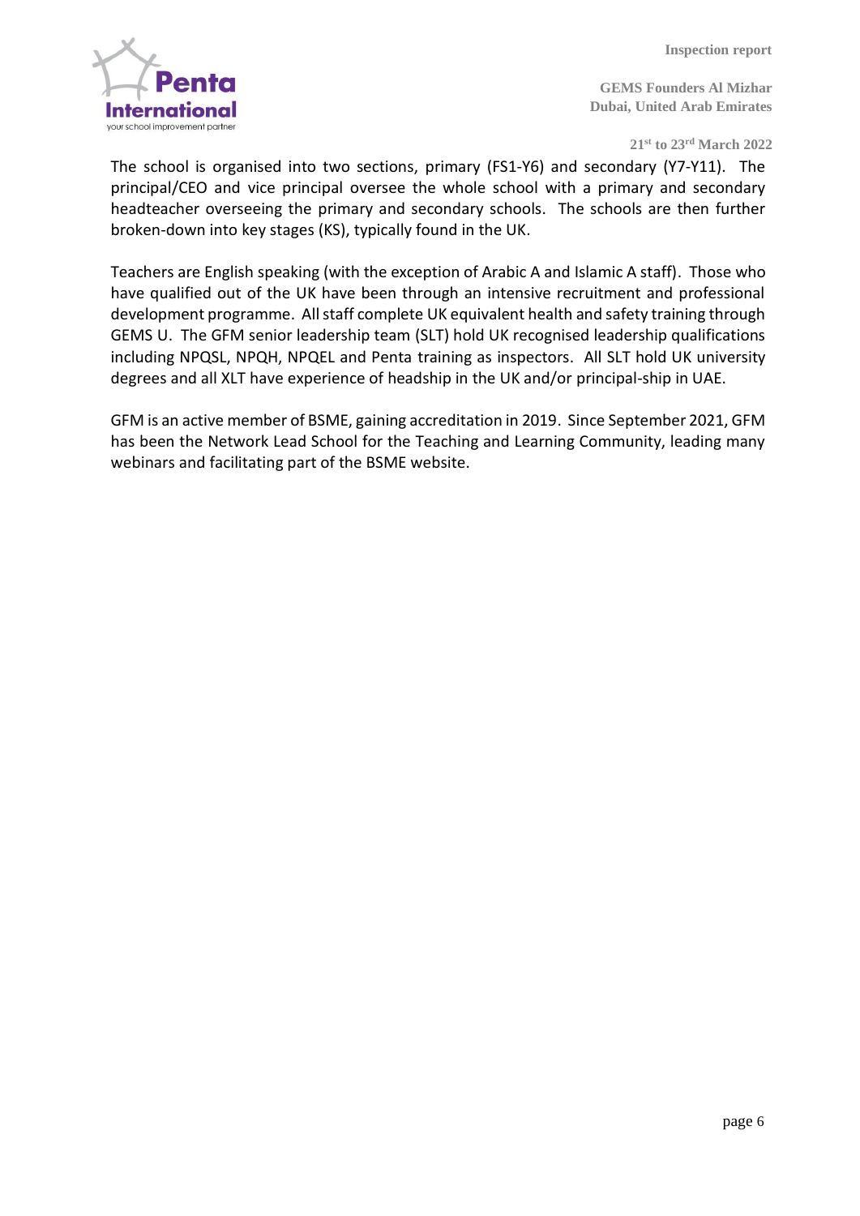The school is organised into two sections, primary (FS1-Y6) and secondary (Y7-Y11). The principal/CEO and vice principal oversee the whole school with a primary and secondary headteacher overseeing the primary and secondary schools. The schools are then further broken-down into key stages (KS), typically found in the UK.

Teachers are English speaking (with the exception of Arabic A and Islamic A staff). Those who have qualified out of the UK have been through an intensive recruitment and professional development programme. All staff complete UK equivalent health and safety training through GEMS U. The GFM senior leadership team (SLT) hold UK recognised leadership qualifications including NPQSL, NPQH, NPQEL and Penta training as inspectors. All SLT hold UK university degrees and all XLT have experience of headship in the UK and/or principal-ship in UAE.

GFM is an active member of BSME, gaining accreditation in 2019. Since September 2021, GFM has been the Network Lead School for the Teaching and Learning Community, leading many webinars and facilitating part of the BSME website.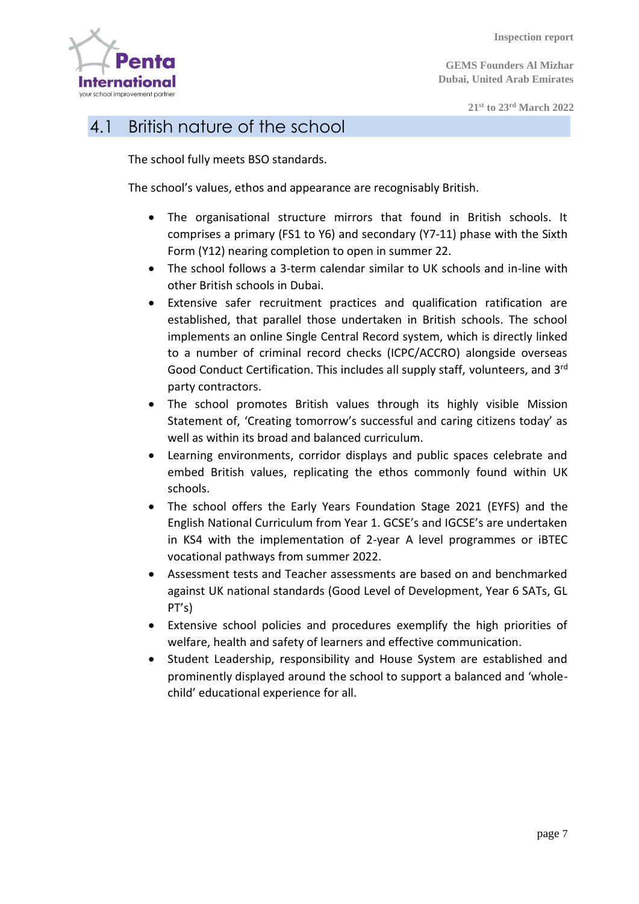## 4.1 British nature of the school

The school fully meets BSO standards.

The school's values, ethos and appearance are recognisably British.

- The organisational structure mirrors that found in British schools. It comprises a primary (FS1 to Y6) and secondary (Y7-11) phase with the Sixth Form (Y12) nearing completion to open in summer 22.
- The school follows a 3-term calendar similar to UK schools and in-line with other British schools in Dubai.
- Extensive safer recruitment practices and qualification ratification are established, that parallel those undertaken in British schools. The school implements an online Single Central Record system, which is directly linked to a number of criminal record checks (ICPC/ACCRO) alongside overseas Good Conduct Certification. This includes all supply staff, volunteers, and 3rd party contractors.
- The school promotes British values through its highly visible Mission Statement of, 'Creating tomorrow's successful and caring citizens today' as well as within its broad and balanced curriculum.
- Learning environments, corridor displays and public spaces celebrate and embed British values, replicating the ethos commonly found within UK schools.
- The school offers the Early Years Foundation Stage 2021 (EYFS) and the English National Curriculum from Year 1. GCSE's and IGCSE's are undertaken in KS4 with the implementation of 2-year A level programmes or iBTEC vocational pathways from summer 2022.
- Assessment tests and Teacher assessments are based on and benchmarked against UK national standards (Good Level of Development, Year 6 SATs, GL PT's)
- Extensive school policies and procedures exemplify the high priorities of welfare, health and safety of learners and effective communication.
- Student Leadership, responsibility and House System are established and prominently displayed around the school to support a balanced and 'whole-child' educational experience for all.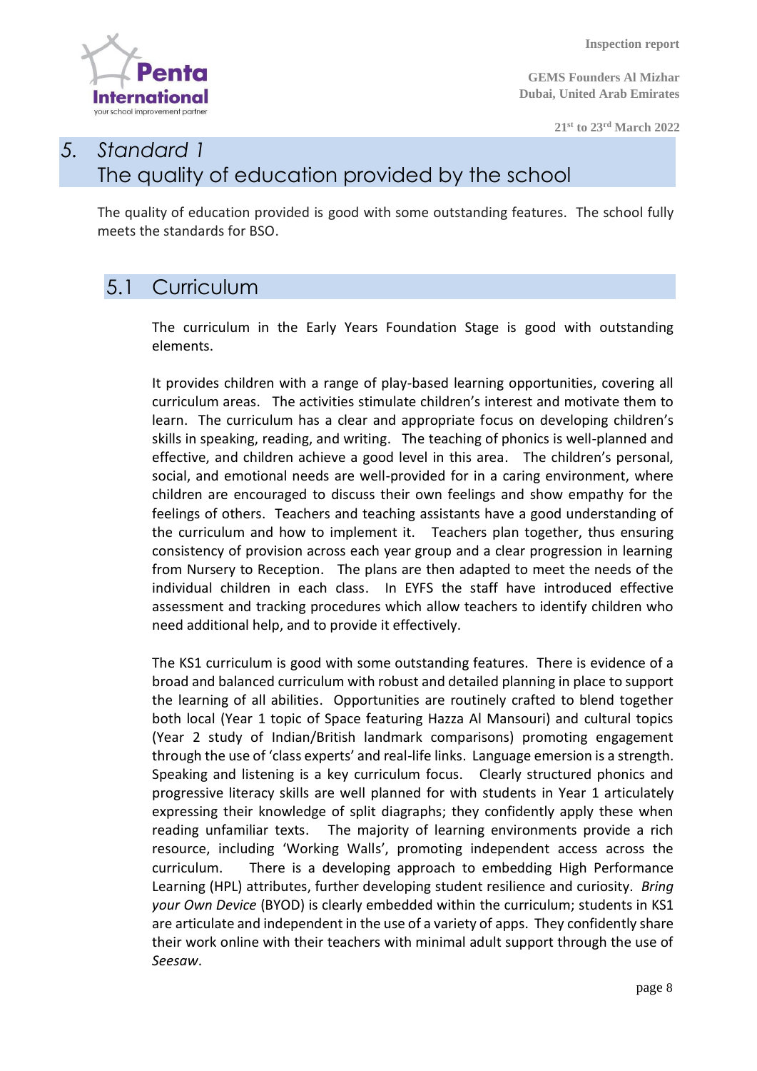# 5. Standard 1
# The quality of education provided by the school

The quality of education provided is good with some outstanding features. The school fully meets the standards for BSO.

## 5.1 Curriculum

The curriculum in the Early Years Foundation Stage is good with outstanding elements.

It provides children with a range of play-based learning opportunities, covering all curriculum areas. The activities stimulate children's interest and motivate them to learn. The curriculum has a clear and appropriate focus on developing children's skills in speaking, reading, and writing. The teaching of phonics is well-planned and effective, and children achieve a good level in this area. The children's personal, social, and emotional needs are well-provided for in a caring environment, where children are encouraged to discuss their own feelings and show empathy for the feelings of others. Teachers and teaching assistants have a good understanding of the curriculum and how to implement it. Teachers plan together, thus ensuring consistency of provision across each year group and a clear progression in learning from Nursery to Reception. The plans are then adapted to meet the needs of the individual children in each class. In EYFS the staff have introduced effective assessment and tracking procedures which allow teachers to identify children who need additional help, and to provide it effectively.

The KS1 curriculum is good with some outstanding features. There is evidence of a broad and balanced curriculum with robust and detailed planning in place to support the learning of all abilities. Opportunities are routinely crafted to blend together both local (Year 1 topic of Space featuring Hazza Al Mansouri) and cultural topics (Year 2 study of Indian/British landmark comparisons) promoting engagement through the use of 'class experts' and real-life links. Language emersion is a strength. Speaking and listening is a key curriculum focus. Clearly structured phonics and progressive literacy skills are well planned for with students in Year 1 articulately expressing their knowledge of split diagraphs; they confidently apply these when reading unfamiliar texts. The majority of learning environments provide a rich resource, including 'Working Walls', promoting independent access across the curriculum. There is a developing approach to embedding High Performance Learning (HPL) attributes, further developing student resilience and curiosity. *Bring your Own Device* (BYOD) is clearly embedded within the curriculum; students in KS1 are articulate and independent in the use of a variety of apps. They confidently share their work online with their teachers with minimal adult support through the use of *Seesaw*.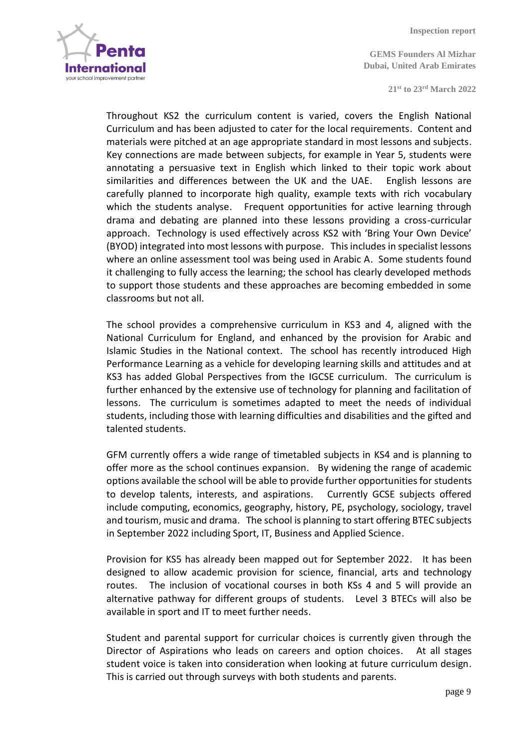Throughout KS2 the curriculum content is varied, covers the English National Curriculum and has been adjusted to cater for the local requirements. Content and materials were pitched at an age appropriate standard in most lessons and subjects. Key connections are made between subjects, for example in Year 5, students were annotating a persuasive text in English which linked to their topic work about similarities and differences between the UK and the UAE. English lessons are carefully planned to incorporate high quality, example texts with rich vocabulary which the students analyse. Frequent opportunities for active learning through drama and debating are planned into these lessons providing a cross-curricular approach. Technology is used effectively across KS2 with 'Bring Your Own Device' (BYOD) integrated into most lessons with purpose. This includes in specialist lessons where an online assessment tool was being used in Arabic A. Some students found it challenging to fully access the learning; the school has clearly developed methods to support those students and these approaches are becoming embedded in some classrooms but not all.

The school provides a comprehensive curriculum in KS3 and 4, aligned with the National Curriculum for England, and enhanced by the provision for Arabic and Islamic Studies in the National context. The school has recently introduced High Performance Learning as a vehicle for developing learning skills and attitudes and at KS3 has added Global Perspectives from the IGCSE curriculum. The curriculum is further enhanced by the extensive use of technology for planning and facilitation of lessons. The curriculum is sometimes adapted to meet the needs of individual students, including those with learning difficulties and disabilities and the gifted and talented students.

GFM currently offers a wide range of timetabled subjects in KS4 and is planning to offer more as the school continues expansion. By widening the range of academic options available the school will be able to provide further opportunities for students to develop talents, interests, and aspirations. Currently GCSE subjects offered include computing, economics, geography, history, PE, psychology, sociology, travel and tourism, music and drama. The school is planning to start offering BTEC subjects in September 2022 including Sport, IT, Business and Applied Science.

Provision for KS5 has already been mapped out for September 2022. It has been designed to allow academic provision for science, financial, arts and technology routes. The inclusion of vocational courses in both KSs 4 and 5 will provide an alternative pathway for different groups of students. Level 3 BTECs will also be available in sport and IT to meet further needs.

Student and parental support for curricular choices is currently given through the Director of Aspirations who leads on careers and option choices. At all stages student voice is taken into consideration when looking at future curriculum design. This is carried out through surveys with both students and parents.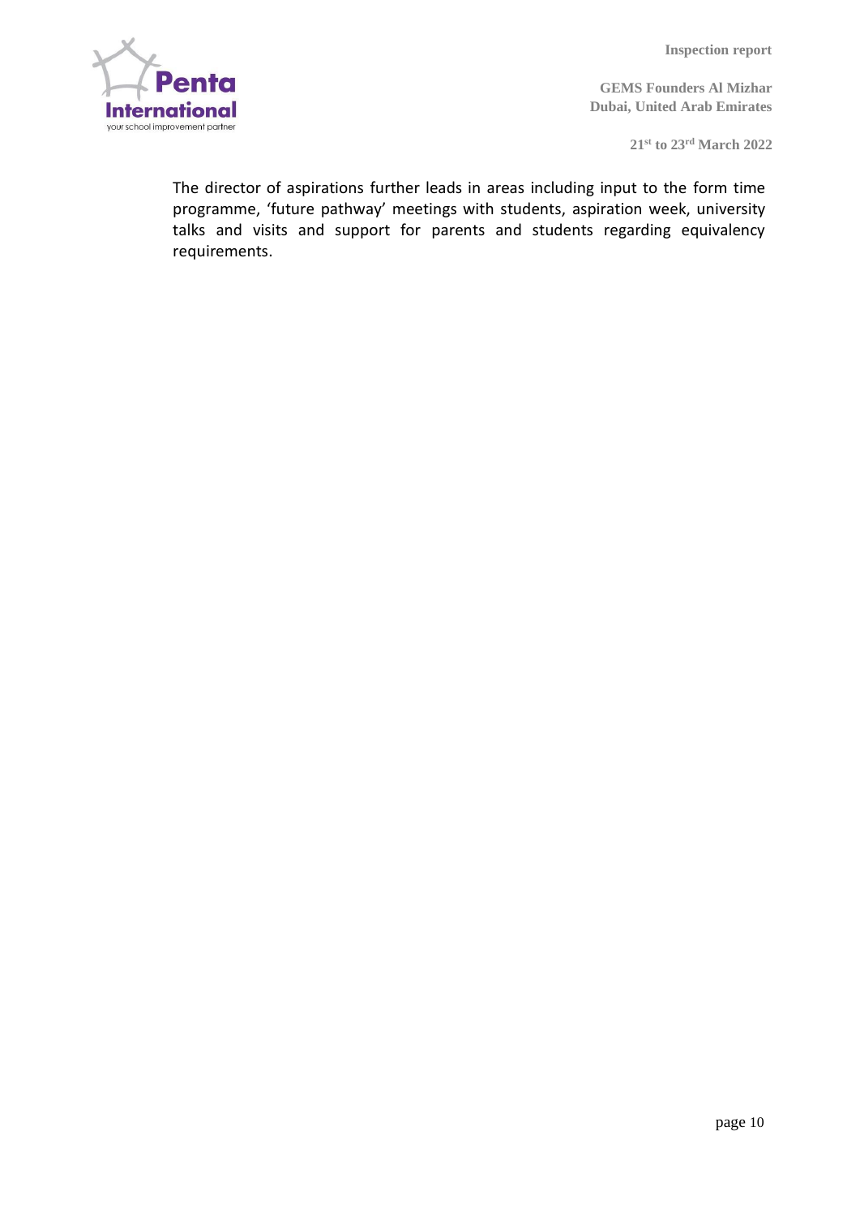The director of aspirations further leads in areas including input to the form time programme, 'future pathway' meetings with students, aspiration week, university talks and visits and support for parents and students regarding equivalency requirements.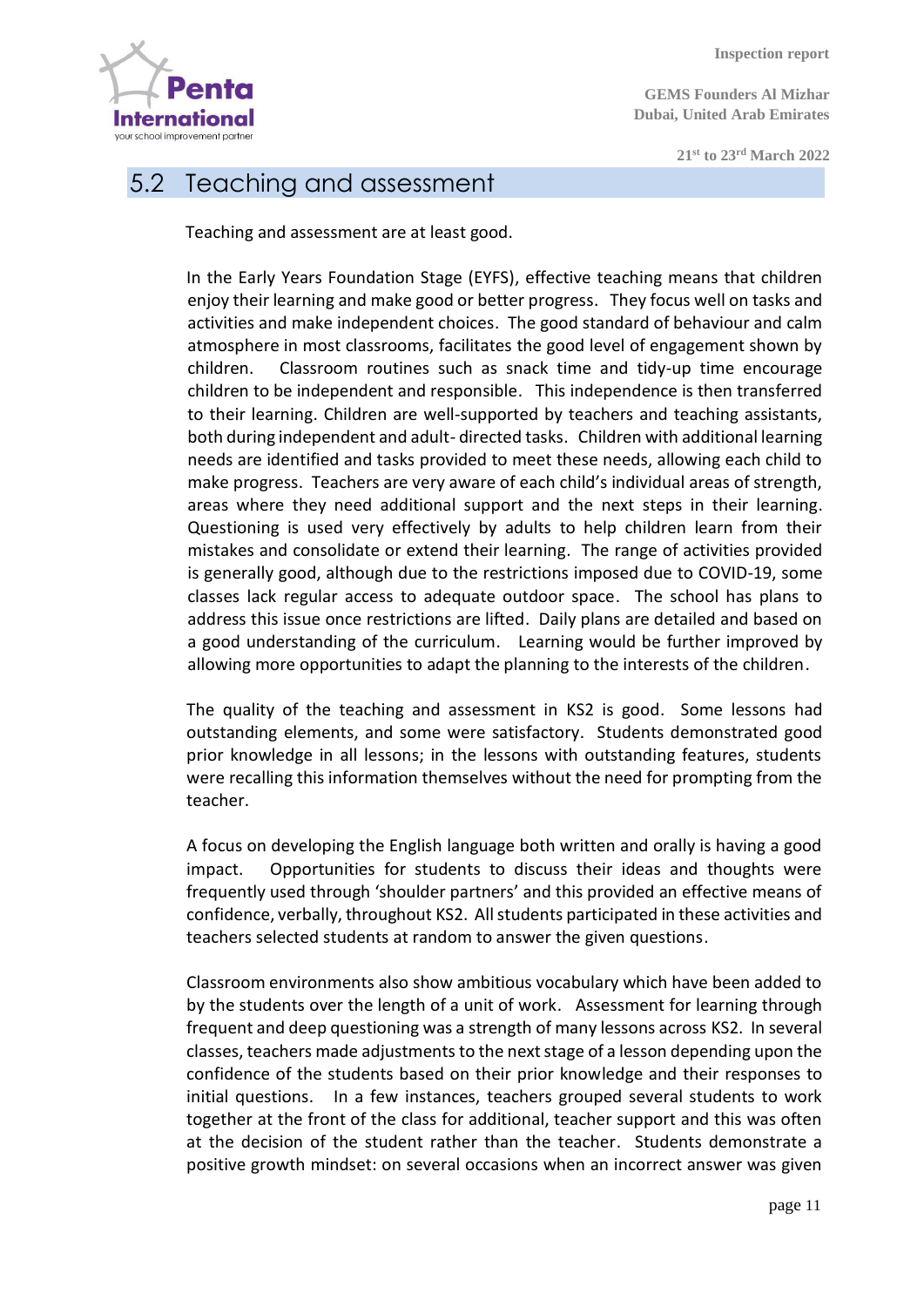## 5.2 Teaching and assessment

Teaching and assessment are at least good.

In the Early Years Foundation Stage (EYFS), effective teaching means that children enjoy their learning and make good or better progress. They focus well on tasks and activities and make independent choices. The good standard of behaviour and calm atmosphere in most classrooms, facilitates the good level of engagement shown by children. Classroom routines such as snack time and tidy-up time encourage children to be independent and responsible. This independence is then transferred to their learning. Children are well-supported by teachers and teaching assistants, both during independent and adult- directed tasks. Children with additional learning needs are identified and tasks provided to meet these needs, allowing each child to make progress. Teachers are very aware of each child's individual areas of strength, areas where they need additional support and the next steps in their learning. Questioning is used very effectively by adults to help children learn from their mistakes and consolidate or extend their learning. The range of activities provided is generally good, although due to the restrictions imposed due to COVID-19, some classes lack regular access to adequate outdoor space. The school has plans to address this issue once restrictions are lifted. Daily plans are detailed and based on a good understanding of the curriculum. Learning would be further improved by allowing more opportunities to adapt the planning to the interests of the children.

The quality of the teaching and assessment in KS2 is good. Some lessons had outstanding elements, and some were satisfactory. Students demonstrated good prior knowledge in all lessons; in the lessons with outstanding features, students were recalling this information themselves without the need for prompting from the teacher.

A focus on developing the English language both written and orally is having a good impact. Opportunities for students to discuss their ideas and thoughts were frequently used through 'shoulder partners' and this provided an effective means of confidence, verbally, throughout KS2. All students participated in these activities and teachers selected students at random to answer the given questions.

Classroom environments also show ambitious vocabulary which have been added to by the students over the length of a unit of work. Assessment for learning through frequent and deep questioning was a strength of many lessons across KS2. In several classes, teachers made adjustments to the next stage of a lesson depending upon the confidence of the students based on their prior knowledge and their responses to initial questions. In a few instances, teachers grouped several students to work together at the front of the class for additional, teacher support and this was often at the decision of the student rather than the teacher. Students demonstrate a positive growth mindset: on several occasions when an incorrect answer was given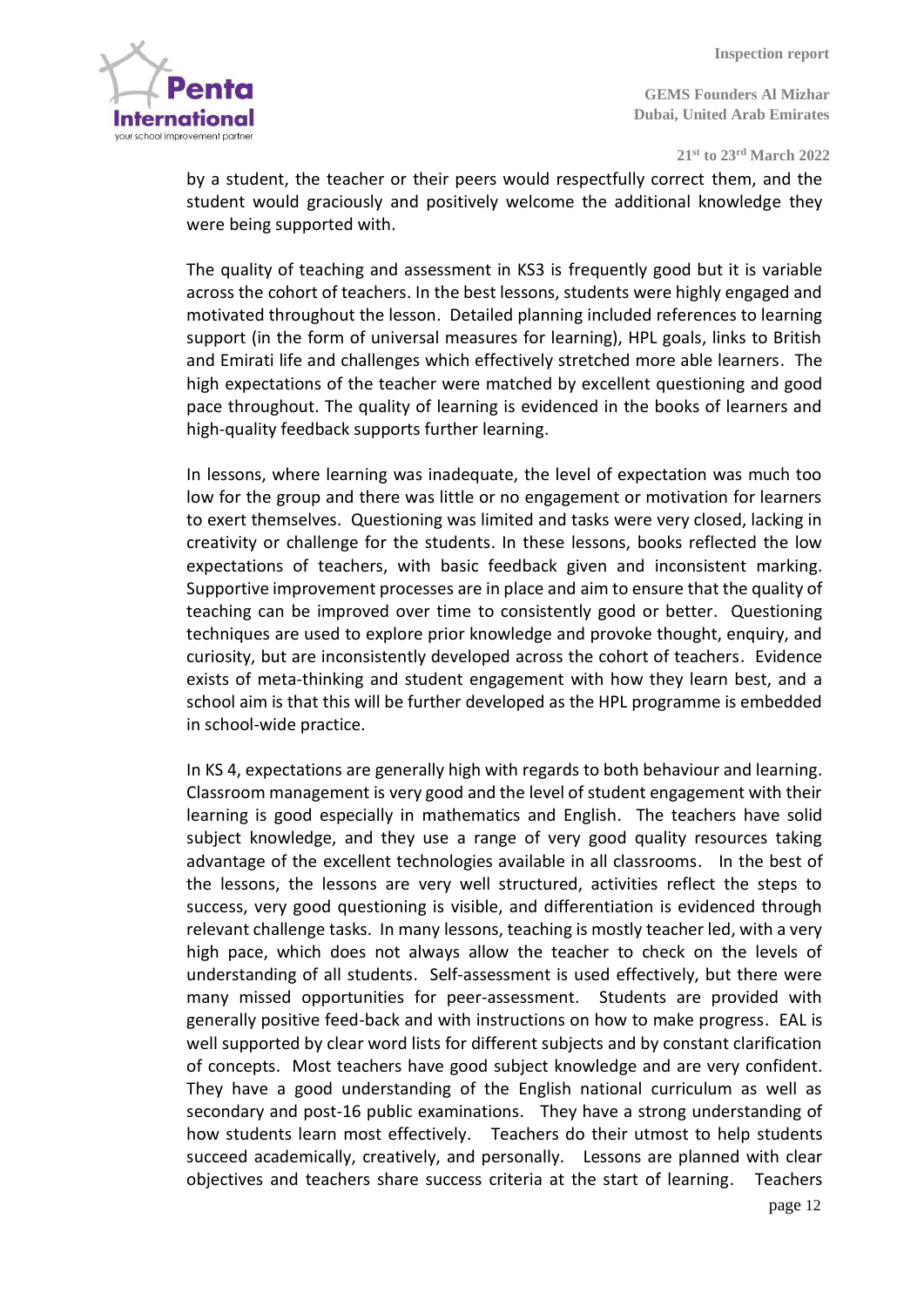by a student, the teacher or their peers would respectfully correct them, and the student would graciously and positively welcome the additional knowledge they were being supported with.

The quality of teaching and assessment in KS3 is frequently good but it is variable across the cohort of teachers. In the best lessons, students were highly engaged and motivated throughout the lesson. Detailed planning included references to learning support (in the form of universal measures for learning), HPL goals, links to British and Emirati life and challenges which effectively stretched more able learners. The high expectations of the teacher were matched by excellent questioning and good pace throughout. The quality of learning is evidenced in the books of learners and high-quality feedback supports further learning.

In lessons, where learning was inadequate, the level of expectation was much too low for the group and there was little or no engagement or motivation for learners to exert themselves. Questioning was limited and tasks were very closed, lacking in creativity or challenge for the students. In these lessons, books reflected the low expectations of teachers, with basic feedback given and inconsistent marking. Supportive improvement processes are in place and aim to ensure that the quality of teaching can be improved over time to consistently good or better. Questioning techniques are used to explore prior knowledge and provoke thought, enquiry, and curiosity, but are inconsistently developed across the cohort of teachers. Evidence exists of meta-thinking and student engagement with how they learn best, and a school aim is that this will be further developed as the HPL programme is embedded in school-wide practice.

In KS 4, expectations are generally high with regards to both behaviour and learning. Classroom management is very good and the level of student engagement with their learning is good especially in mathematics and English. The teachers have solid subject knowledge, and they use a range of very good quality resources taking advantage of the excellent technologies available in all classrooms. In the best of the lessons, the lessons are very well structured, activities reflect the steps to success, very good questioning is visible, and differentiation is evidenced through relevant challenge tasks. In many lessons, teaching is mostly teacher led, with a very high pace, which does not always allow the teacher to check on the levels of understanding of all students. Self-assessment is used effectively, but there were many missed opportunities for peer-assessment. Students are provided with generally positive feed-back and with instructions on how to make progress. EAL is well supported by clear word lists for different subjects and by constant clarification of concepts. Most teachers have good subject knowledge and are very confident. They have a good understanding of the English national curriculum as well as secondary and post-16 public examinations. They have a strong understanding of how students learn most effectively. Teachers do their utmost to help students succeed academically, creatively, and personally. Lessons are planned with clear objectives and teachers share success criteria at the start of learning. Teachers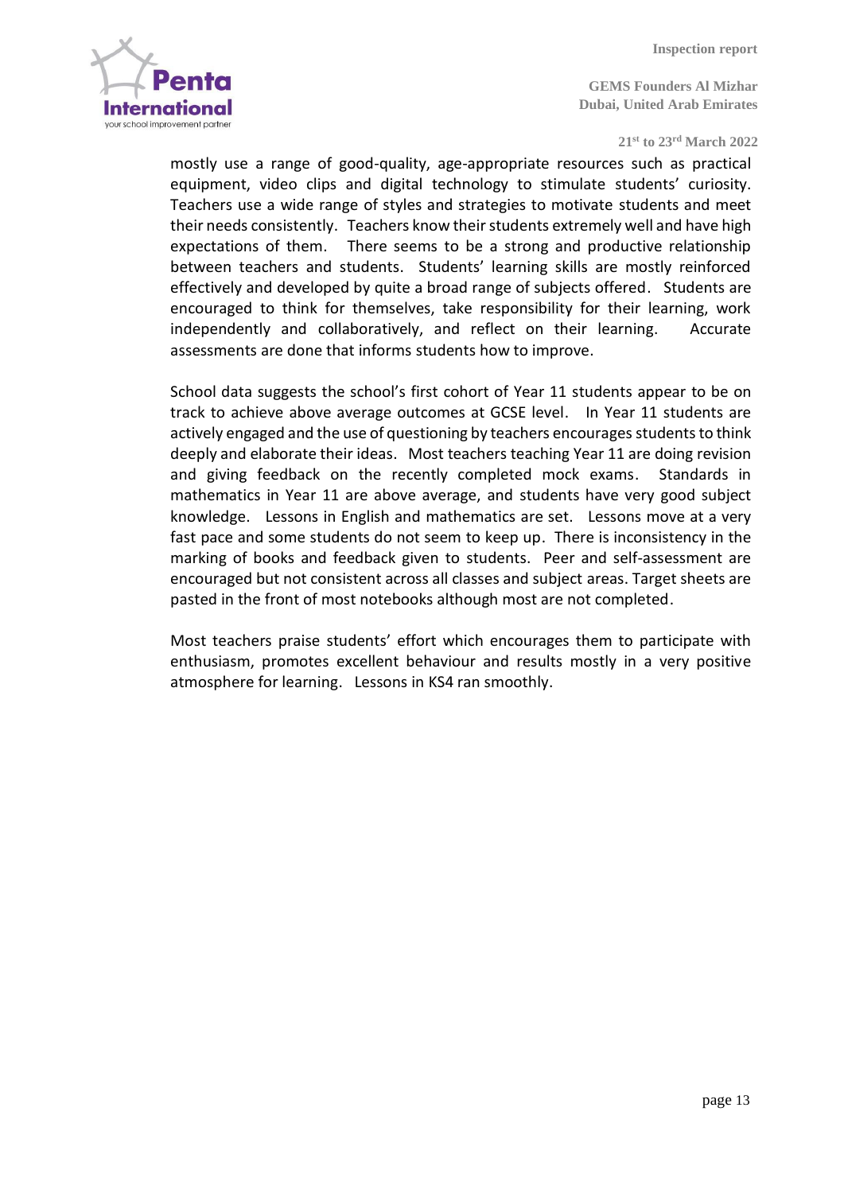mostly use a range of good-quality, age-appropriate resources such as practical equipment, video clips and digital technology to stimulate students' curiosity. Teachers use a wide range of styles and strategies to motivate students and meet their needs consistently. Teachers know their students extremely well and have high expectations of them. There seems to be a strong and productive relationship between teachers and students. Students' learning skills are mostly reinforced effectively and developed by quite a broad range of subjects offered. Students are encouraged to think for themselves, take responsibility for their learning, work independently and collaboratively, and reflect on their learning. Accurate assessments are done that informs students how to improve.

School data suggests the school's first cohort of Year 11 students appear to be on track to achieve above average outcomes at GCSE level. In Year 11 students are actively engaged and the use of questioning by teachers encourages students to think deeply and elaborate their ideas. Most teachers teaching Year 11 are doing revision and giving feedback on the recently completed mock exams. Standards in mathematics in Year 11 are above average, and students have very good subject knowledge. Lessons in English and mathematics are set. Lessons move at a very fast pace and some students do not seem to keep up. There is inconsistency in the marking of books and feedback given to students. Peer and self-assessment are encouraged but not consistent across all classes and subject areas. Target sheets are pasted in the front of most notebooks although most are not completed.

Most teachers praise students' effort which encourages them to participate with enthusiasm, promotes excellent behaviour and results mostly in a very positive atmosphere for learning. Lessons in KS4 ran smoothly.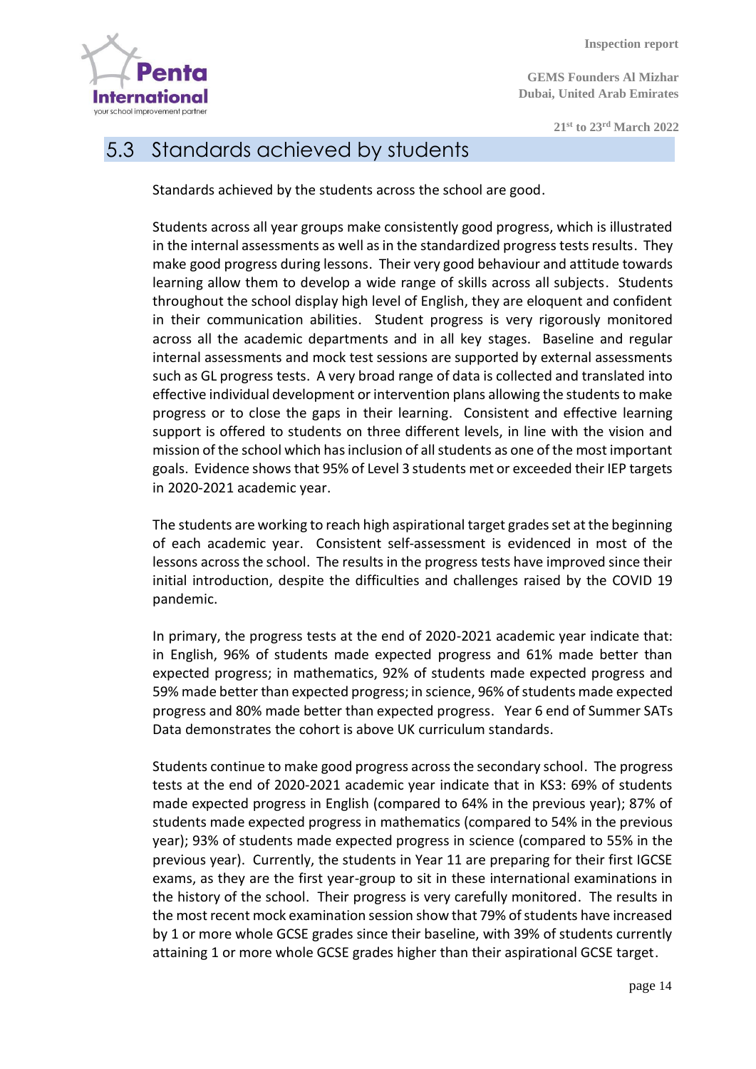## 5.3 Standards achieved by students

Standards achieved by the students across the school are good.

Students across all year groups make consistently good progress, which is illustrated in the internal assessments as well as in the standardized progress tests results. They make good progress during lessons. Their very good behaviour and attitude towards learning allow them to develop a wide range of skills across all subjects. Students throughout the school display high level of English, they are eloquent and confident in their communication abilities. Student progress is very rigorously monitored across all the academic departments and in all key stages. Baseline and regular internal assessments and mock test sessions are supported by external assessments such as GL progress tests. A very broad range of data is collected and translated into effective individual development or intervention plans allowing the students to make progress or to close the gaps in their learning. Consistent and effective learning support is offered to students on three different levels, in line with the vision and mission of the school which has inclusion of all students as one of the most important goals. Evidence shows that 95% of Level 3 students met or exceeded their IEP targets in 2020-2021 academic year.

The students are working to reach high aspirational target grades set at the beginning of each academic year. Consistent self-assessment is evidenced in most of the lessons across the school. The results in the progress tests have improved since their initial introduction, despite the difficulties and challenges raised by the COVID 19 pandemic.

In primary, the progress tests at the end of 2020-2021 academic year indicate that: in English, 96% of students made expected progress and 61% made better than expected progress; in mathematics, 92% of students made expected progress and 59% made better than expected progress; in science, 96% of students made expected progress and 80% made better than expected progress. Year 6 end of Summer SATs Data demonstrates the cohort is above UK curriculum standards.

Students continue to make good progress across the secondary school. The progress tests at the end of 2020-2021 academic year indicate that in KS3: 69% of students made expected progress in English (compared to 64% in the previous year); 87% of students made expected progress in mathematics (compared to 54% in the previous year); 93% of students made expected progress in science (compared to 55% in the previous year). Currently, the students in Year 11 are preparing for their first IGCSE exams, as they are the first year-group to sit in these international examinations in the history of the school. Their progress is very carefully monitored. The results in the most recent mock examination session show that 79% of students have increased by 1 or more whole GCSE grades since their baseline, with 39% of students currently attaining 1 or more whole GCSE grades higher than their aspirational GCSE target.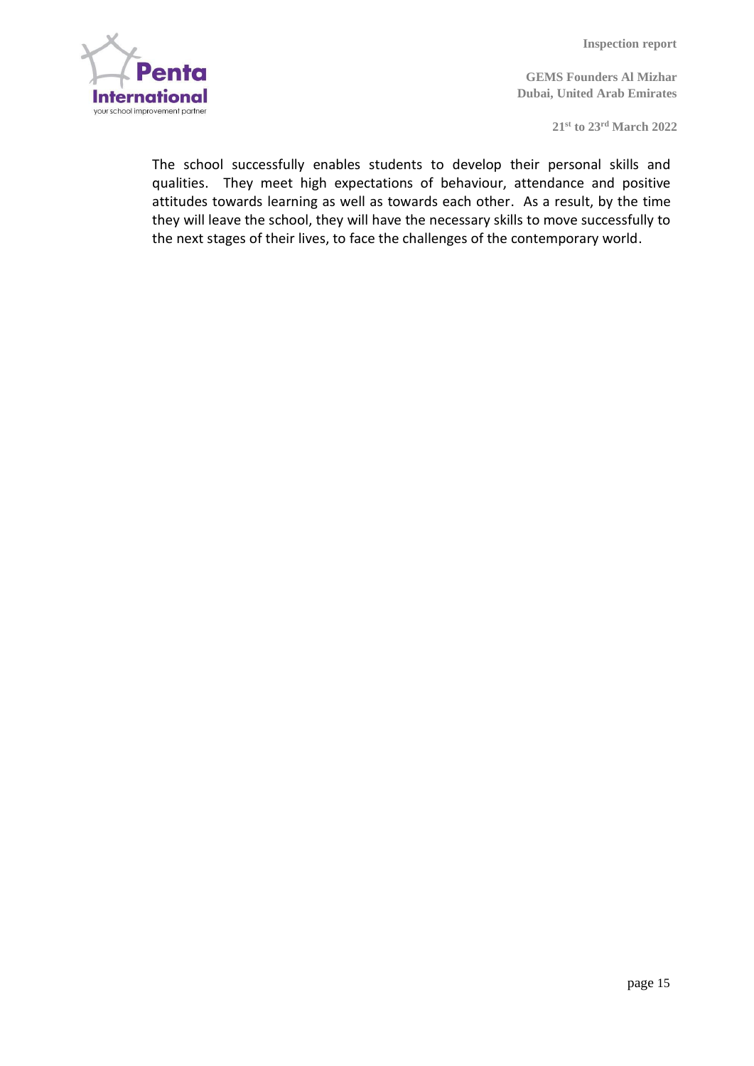The school successfully enables students to develop their personal skills and qualities. They meet high expectations of behaviour, attendance and positive attitudes towards learning as well as towards each other. As a result, by the time they will leave the school, they will have the necessary skills to move successfully to the next stages of their lives, to face the challenges of the contemporary world.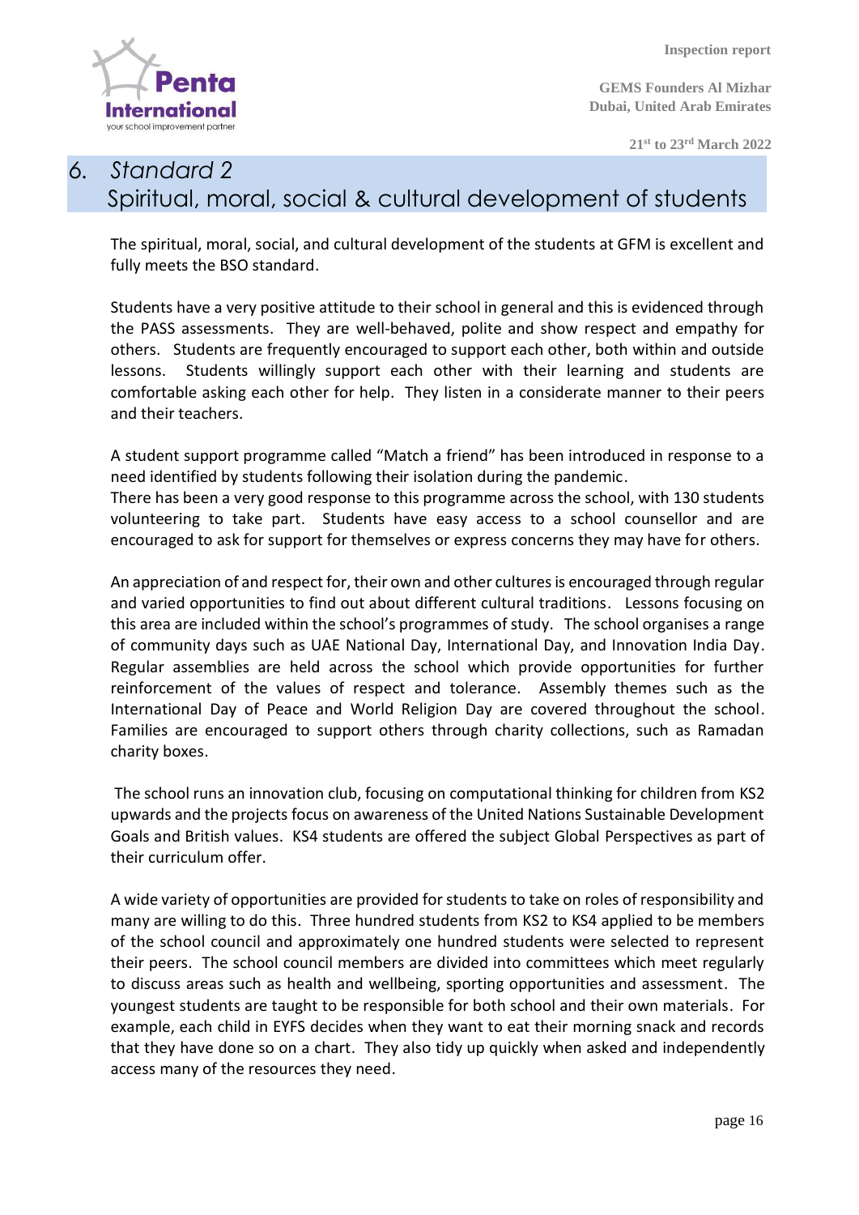# 6. *Standard 2*
## Spiritual, moral, social & cultural development of students

The spiritual, moral, social, and cultural development of the students at GFM is excellent and fully meets the BSO standard.

Students have a very positive attitude to their school in general and this is evidenced through the PASS assessments. They are well-behaved, polite and show respect and empathy for others. Students are frequently encouraged to support each other, both within and outside lessons. Students willingly support each other with their learning and students are comfortable asking each other for help. They listen in a considerate manner to their peers and their teachers.

A student support programme called "Match a friend" has been introduced in response to a need identified by students following their isolation during the pandemic.
There has been a very good response to this programme across the school, with 130 students volunteering to take part. Students have easy access to a school counsellor and are encouraged to ask for support for themselves or express concerns they may have for others.

An appreciation of and respect for, their own and other cultures is encouraged through regular and varied opportunities to find out about different cultural traditions. Lessons focusing on this area are included within the school's programmes of study. The school organises a range of community days such as UAE National Day, International Day, and Innovation India Day. Regular assemblies are held across the school which provide opportunities for further reinforcement of the values of respect and tolerance. Assembly themes such as the International Day of Peace and World Religion Day are covered throughout the school. Families are encouraged to support others through charity collections, such as Ramadan charity boxes.

The school runs an innovation club, focusing on computational thinking for children from KS2 upwards and the projects focus on awareness of the United Nations Sustainable Development Goals and British values. KS4 students are offered the subject Global Perspectives as part of their curriculum offer.

A wide variety of opportunities are provided for students to take on roles of responsibility and many are willing to do this. Three hundred students from KS2 to KS4 applied to be members of the school council and approximately one hundred students were selected to represent their peers. The school council members are divided into committees which meet regularly to discuss areas such as health and wellbeing, sporting opportunities and assessment. The youngest students are taught to be responsible for both school and their own materials. For example, each child in EYFS decides when they want to eat their morning snack and records that they have done so on a chart. They also tidy up quickly when asked and independently access many of the resources they need.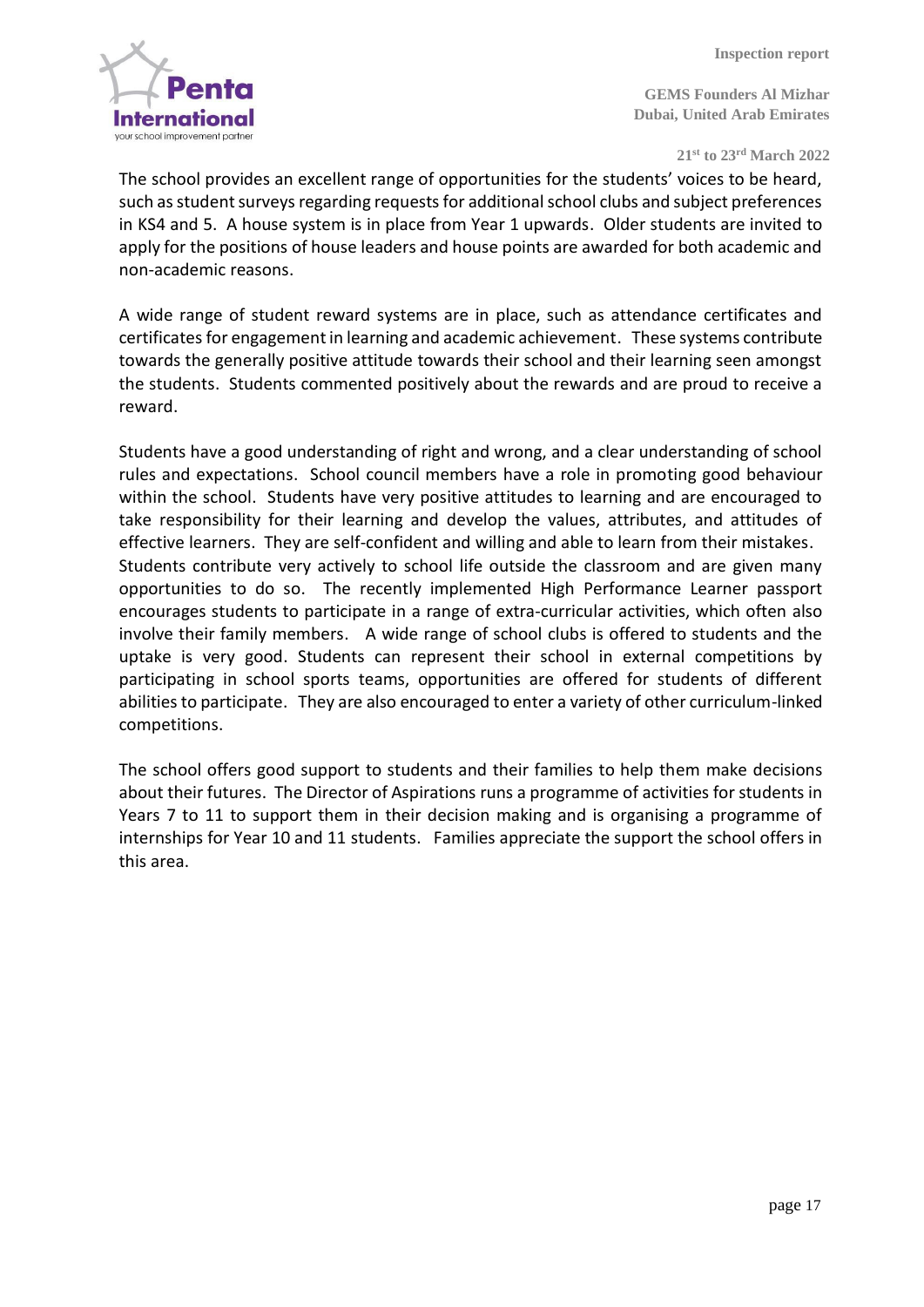The school provides an excellent range of opportunities for the students' voices to be heard, such as student surveys regarding requests for additional school clubs and subject preferences in KS4 and 5. A house system is in place from Year 1 upwards. Older students are invited to apply for the positions of house leaders and house points are awarded for both academic and non-academic reasons.

A wide range of student reward systems are in place, such as attendance certificates and certificates for engagement in learning and academic achievement. These systems contribute towards the generally positive attitude towards their school and their learning seen amongst the students. Students commented positively about the rewards and are proud to receive a reward.

Students have a good understanding of right and wrong, and a clear understanding of school rules and expectations. School council members have a role in promoting good behaviour within the school. Students have very positive attitudes to learning and are encouraged to take responsibility for their learning and develop the values, attributes, and attitudes of effective learners. They are self-confident and willing and able to learn from their mistakes. Students contribute very actively to school life outside the classroom and are given many opportunities to do so. The recently implemented High Performance Learner passport encourages students to participate in a range of extra-curricular activities, which often also involve their family members. A wide range of school clubs is offered to students and the uptake is very good. Students can represent their school in external competitions by participating in school sports teams, opportunities are offered for students of different abilities to participate. They are also encouraged to enter a variety of other curriculum-linked competitions.

The school offers good support to students and their families to help them make decisions about their futures. The Director of Aspirations runs a programme of activities for students in Years 7 to 11 to support them in their decision making and is organising a programme of internships for Year 10 and 11 students. Families appreciate the support the school offers in this area.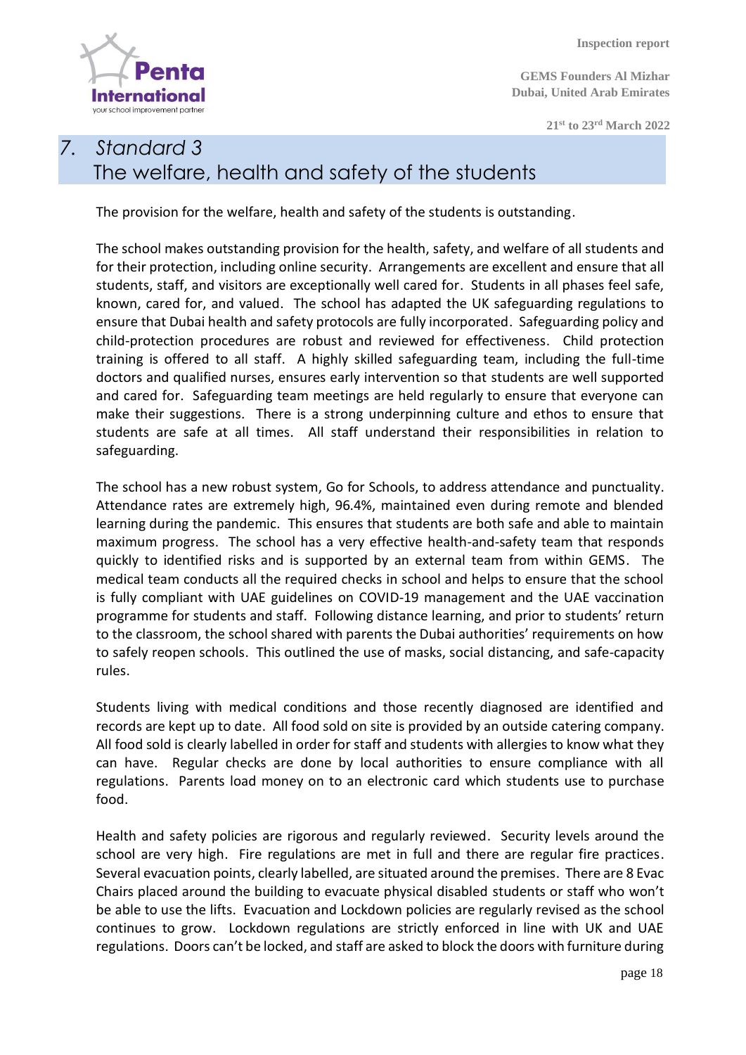# 7. Standard 3 The welfare, health and safety of the students

The provision for the welfare, health and safety of the students is outstanding.

The school makes outstanding provision for the health, safety, and welfare of all students and for their protection, including online security. Arrangements are excellent and ensure that all students, staff, and visitors are exceptionally well cared for. Students in all phases feel safe, known, cared for, and valued. The school has adapted the UK safeguarding regulations to ensure that Dubai health and safety protocols are fully incorporated. Safeguarding policy and child-protection procedures are robust and reviewed for effectiveness. Child protection training is offered to all staff. A highly skilled safeguarding team, including the full-time doctors and qualified nurses, ensures early intervention so that students are well supported and cared for. Safeguarding team meetings are held regularly to ensure that everyone can make their suggestions. There is a strong underpinning culture and ethos to ensure that students are safe at all times. All staff understand their responsibilities in relation to safeguarding.

The school has a new robust system, Go for Schools, to address attendance and punctuality. Attendance rates are extremely high, 96.4%, maintained even during remote and blended learning during the pandemic. This ensures that students are both safe and able to maintain maximum progress. The school has a very effective health-and-safety team that responds quickly to identified risks and is supported by an external team from within GEMS. The medical team conducts all the required checks in school and helps to ensure that the school is fully compliant with UAE guidelines on COVID-19 management and the UAE vaccination programme for students and staff. Following distance learning, and prior to students' return to the classroom, the school shared with parents the Dubai authorities' requirements on how to safely reopen schools. This outlined the use of masks, social distancing, and safe-capacity rules.

Students living with medical conditions and those recently diagnosed are identified and records are kept up to date. All food sold on site is provided by an outside catering company. All food sold is clearly labelled in order for staff and students with allergies to know what they can have. Regular checks are done by local authorities to ensure compliance with all regulations. Parents load money on to an electronic card which students use to purchase food.

Health and safety policies are rigorous and regularly reviewed. Security levels around the school are very high. Fire regulations are met in full and there are regular fire practices. Several evacuation points, clearly labelled, are situated around the premises. There are 8 Evac Chairs placed around the building to evacuate physical disabled students or staff who won't be able to use the lifts. Evacuation and Lockdown policies are regularly revised as the school continues to grow. Lockdown regulations are strictly enforced in line with UK and UAE regulations. Doors can't be locked, and staff are asked to block the doors with furniture during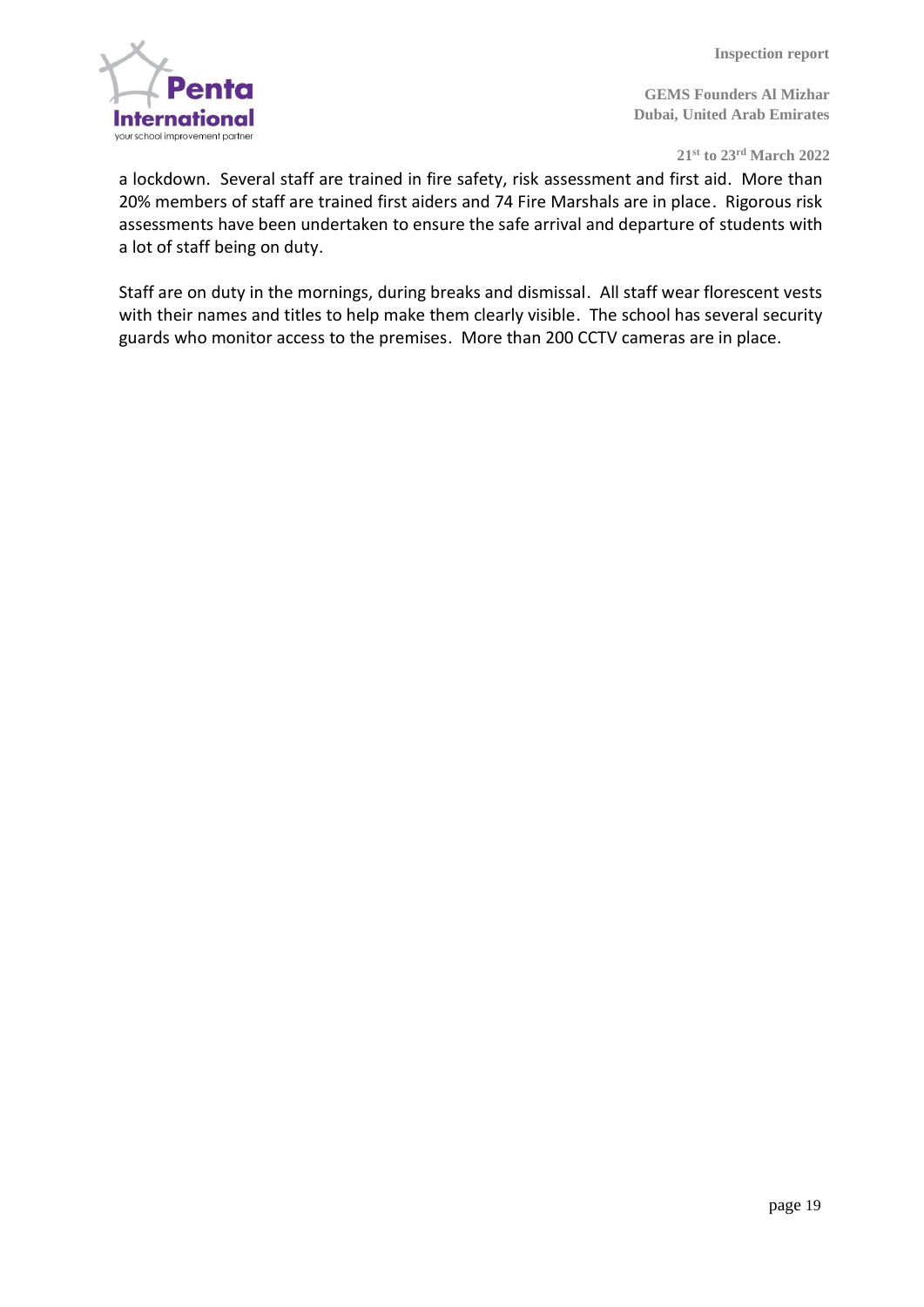a lockdown. Several staff are trained in fire safety, risk assessment and first aid. More than 20% members of staff are trained first aiders and 74 Fire Marshals are in place. Rigorous risk assessments have been undertaken to ensure the safe arrival and departure of students with a lot of staff being on duty.

Staff are on duty in the mornings, during breaks and dismissal. All staff wear florescent vests with their names and titles to help make them clearly visible. The school has several security guards who monitor access to the premises. More than 200 CCTV cameras are in place.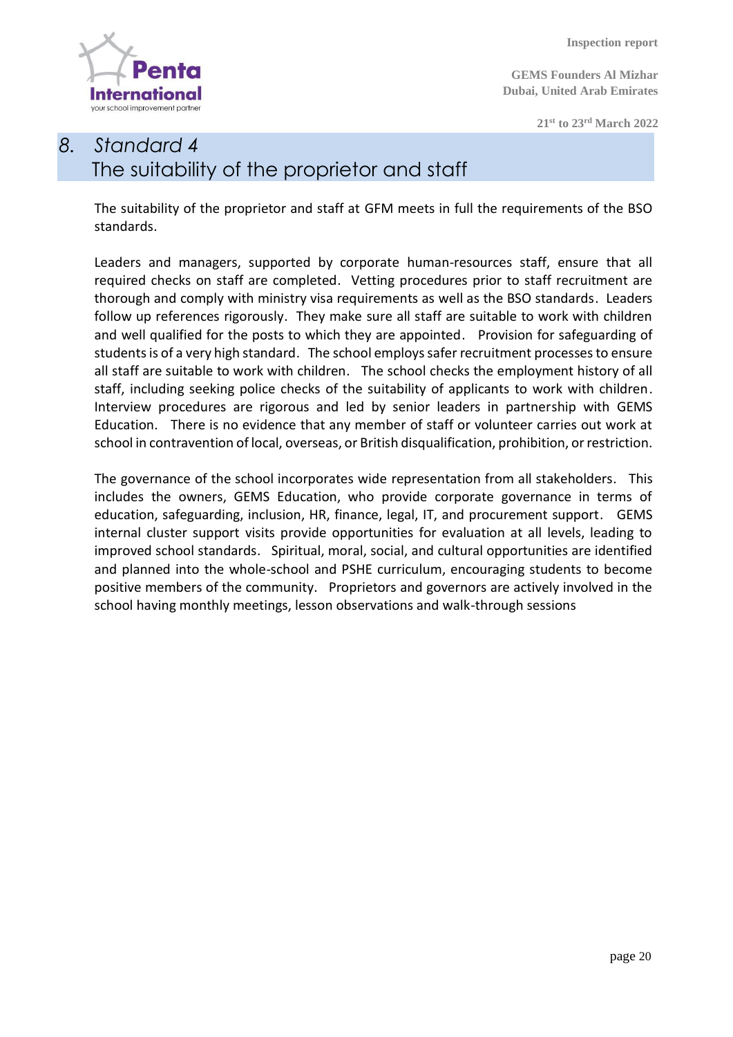# 8. Standard 4
## The suitability of the proprietor and staff

The suitability of the proprietor and staff at GFM meets in full the requirements of the BSO standards.

Leaders and managers, supported by corporate human-resources staff, ensure that all required checks on staff are completed. Vetting procedures prior to staff recruitment are thorough and comply with ministry visa requirements as well as the BSO standards. Leaders follow up references rigorously. They make sure all staff are suitable to work with children and well qualified for the posts to which they are appointed. Provision for safeguarding of students is of a very high standard. The school employs safer recruitment processes to ensure all staff are suitable to work with children. The school checks the employment history of all staff, including seeking police checks of the suitability of applicants to work with children. Interview procedures are rigorous and led by senior leaders in partnership with GEMS Education. There is no evidence that any member of staff or volunteer carries out work at school in contravention of local, overseas, or British disqualification, prohibition, or restriction.

The governance of the school incorporates wide representation from all stakeholders. This includes the owners, GEMS Education, who provide corporate governance in terms of education, safeguarding, inclusion, HR, finance, legal, IT, and procurement support. GEMS internal cluster support visits provide opportunities for evaluation at all levels, leading to improved school standards. Spiritual, moral, social, and cultural opportunities are identified and planned into the whole-school and PSHE curriculum, encouraging students to become positive members of the community. Proprietors and governors are actively involved in the school having monthly meetings, lesson observations and walk-through sessions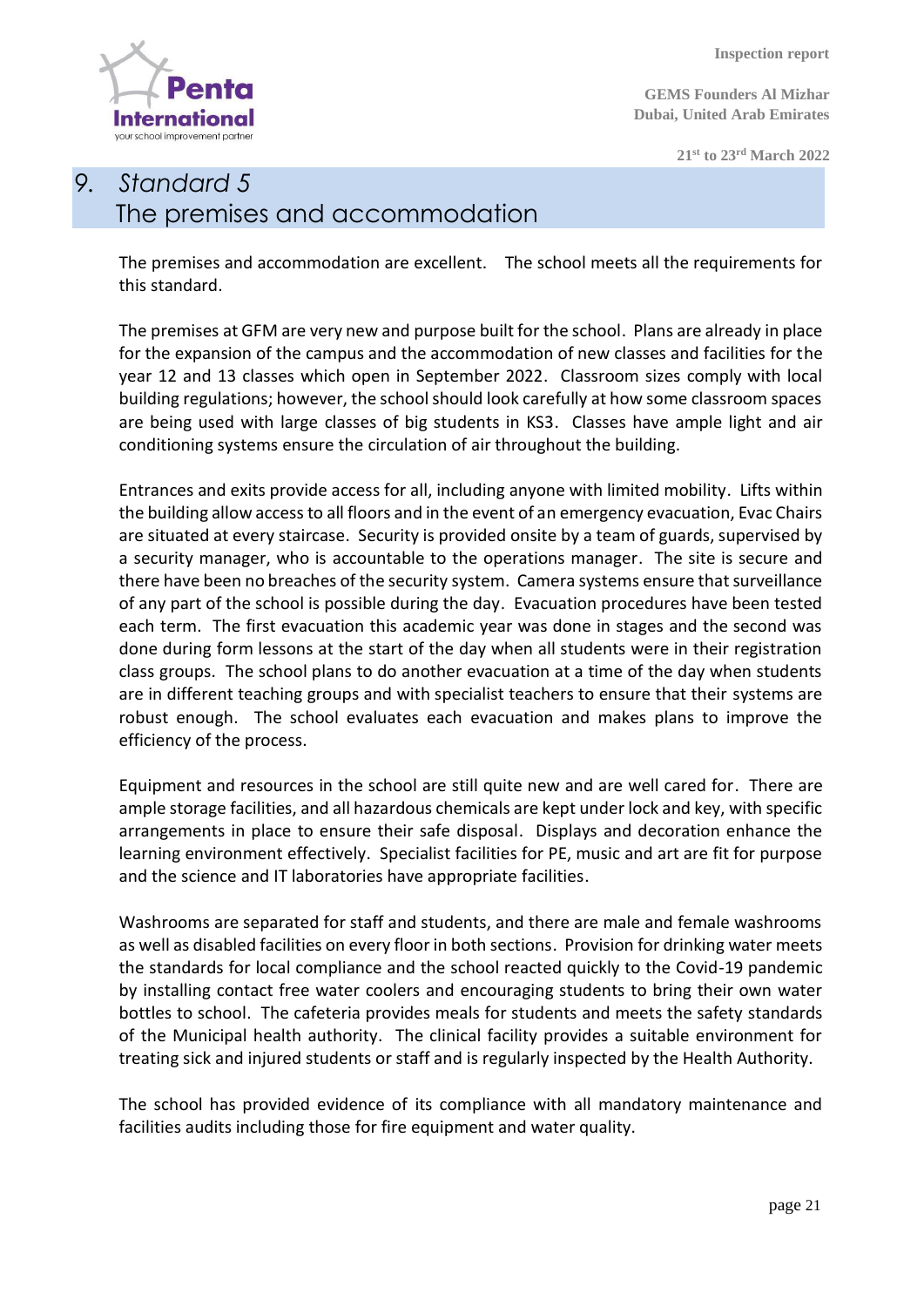# 9. *Standard 5* The premises and accommodation

The premises and accommodation are excellent. The school meets all the requirements for this standard.

The premises at GFM are very new and purpose built for the school. Plans are already in place for the expansion of the campus and the accommodation of new classes and facilities for the year 12 and 13 classes which open in September 2022. Classroom sizes comply with local building regulations; however, the school should look carefully at how some classroom spaces are being used with large classes of big students in KS3. Classes have ample light and air conditioning systems ensure the circulation of air throughout the building.

Entrances and exits provide access for all, including anyone with limited mobility. Lifts within the building allow access to all floors and in the event of an emergency evacuation, Evac Chairs are situated at every staircase. Security is provided onsite by a team of guards, supervised by a security manager, who is accountable to the operations manager. The site is secure and there have been no breaches of the security system. Camera systems ensure that surveillance of any part of the school is possible during the day. Evacuation procedures have been tested each term. The first evacuation this academic year was done in stages and the second was done during form lessons at the start of the day when all students were in their registration class groups. The school plans to do another evacuation at a time of the day when students are in different teaching groups and with specialist teachers to ensure that their systems are robust enough. The school evaluates each evacuation and makes plans to improve the efficiency of the process.

Equipment and resources in the school are still quite new and are well cared for. There are ample storage facilities, and all hazardous chemicals are kept under lock and key, with specific arrangements in place to ensure their safe disposal. Displays and decoration enhance the learning environment effectively. Specialist facilities for PE, music and art are fit for purpose and the science and IT laboratories have appropriate facilities.

Washrooms are separated for staff and students, and there are male and female washrooms as well as disabled facilities on every floor in both sections. Provision for drinking water meets the standards for local compliance and the school reacted quickly to the Covid-19 pandemic by installing contact free water coolers and encouraging students to bring their own water bottles to school. The cafeteria provides meals for students and meets the safety standards of the Municipal health authority. The clinical facility provides a suitable environment for treating sick and injured students or staff and is regularly inspected by the Health Authority.

The school has provided evidence of its compliance with all mandatory maintenance and facilities audits including those for fire equipment and water quality.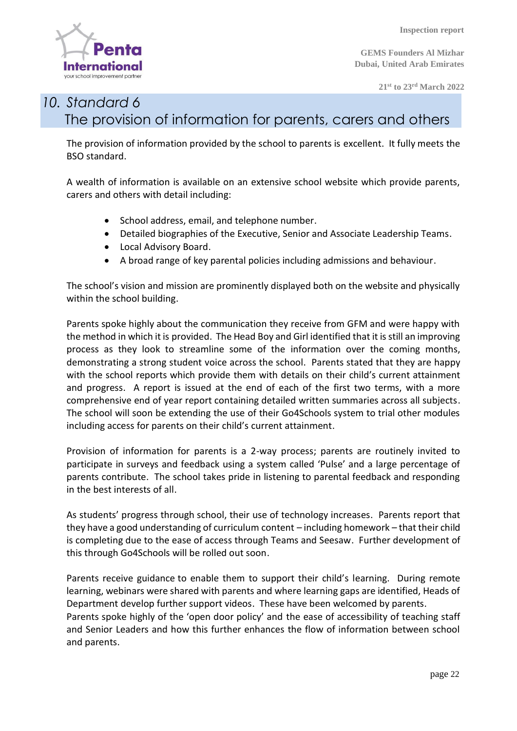# 10. Standard 6
## The provision of information for parents, carers and others

The provision of information provided by the school to parents is excellent. It fully meets the BSO standard.

A wealth of information is available on an extensive school website which provide parents, carers and others with detail including:

- School address, email, and telephone number.
- Detailed biographies of the Executive, Senior and Associate Leadership Teams.
- Local Advisory Board.
- A broad range of key parental policies including admissions and behaviour.

The school's vision and mission are prominently displayed both on the website and physically within the school building.

Parents spoke highly about the communication they receive from GFM and were happy with the method in which it is provided. The Head Boy and Girl identified that it is still an improving process as they look to streamline some of the information over the coming months, demonstrating a strong student voice across the school. Parents stated that they are happy with the school reports which provide them with details on their child's current attainment and progress. A report is issued at the end of each of the first two terms, with a more comprehensive end of year report containing detailed written summaries across all subjects. The school will soon be extending the use of their Go4Schools system to trial other modules including access for parents on their child's current attainment.

Provision of information for parents is a 2-way process; parents are routinely invited to participate in surveys and feedback using a system called 'Pulse' and a large percentage of parents contribute. The school takes pride in listening to parental feedback and responding in the best interests of all.

As students' progress through school, their use of technology increases. Parents report that they have a good understanding of curriculum content – including homework – that their child is completing due to the ease of access through Teams and Seesaw. Further development of this through Go4Schools will be rolled out soon.

Parents receive guidance to enable them to support their child's learning. During remote learning, webinars were shared with parents and where learning gaps are identified, Heads of Department develop further support videos. These have been welcomed by parents.
Parents spoke highly of the 'open door policy' and the ease of accessibility of teaching staff and Senior Leaders and how this further enhances the flow of information between school and parents.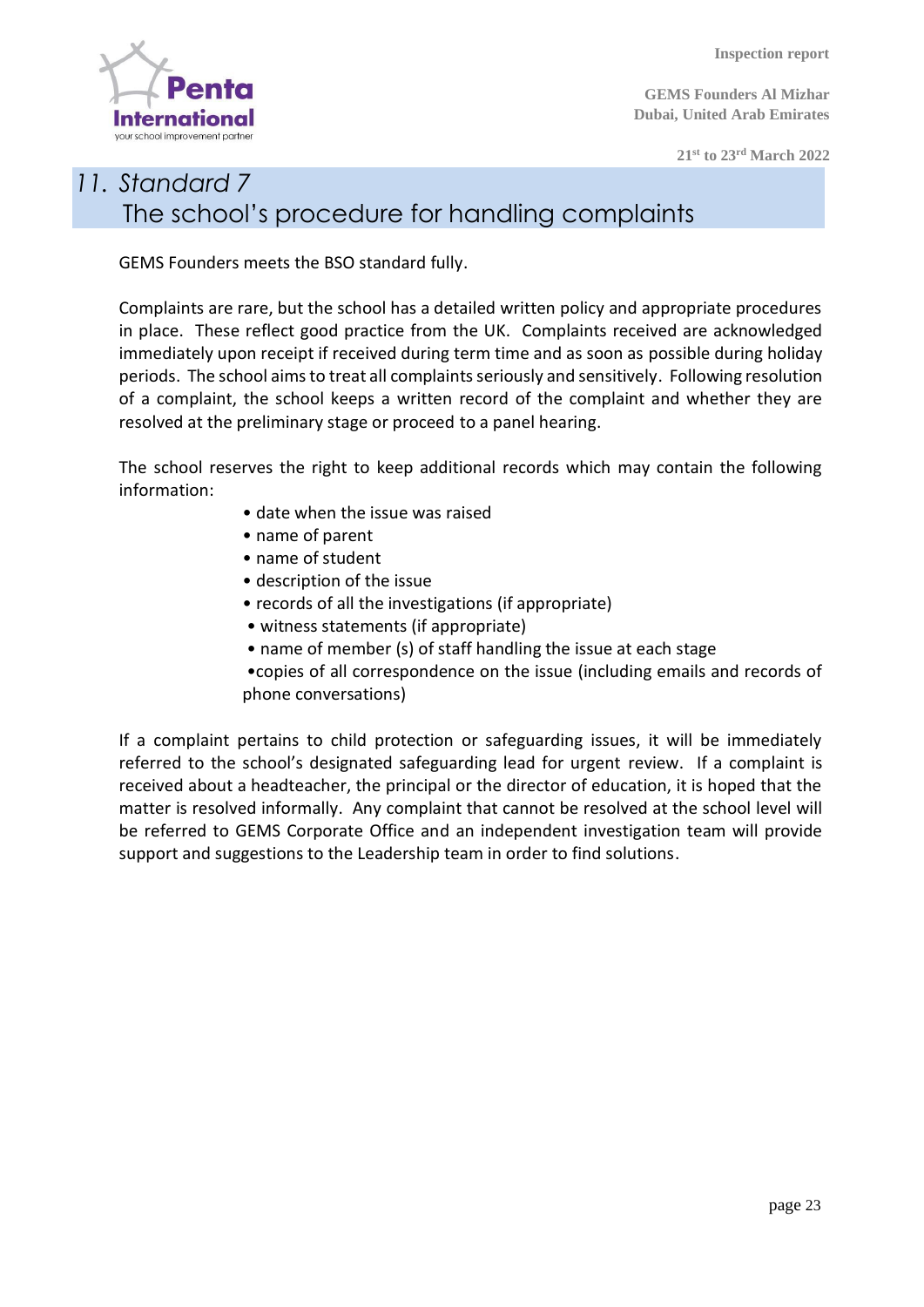## 11. Standard 7

## The school's procedure for handling complaints

GEMS Founders meets the BSO standard fully.

Complaints are rare, but the school has a detailed written policy and appropriate procedures in place. These reflect good practice from the UK. Complaints received are acknowledged immediately upon receipt if received during term time and as soon as possible during holiday periods. The school aims to treat all complaints seriously and sensitively. Following resolution of a complaint, the school keeps a written record of the complaint and whether they are resolved at the preliminary stage or proceed to a panel hearing.

The school reserves the right to keep additional records which may contain the following information:

- date when the issue was raised
- name of parent
- name of student
- description of the issue
- records of all the investigations (if appropriate)
- witness statements (if appropriate)
- name of member (s) of staff handling the issue at each stage
- copies of all correspondence on the issue (including emails and records of phone conversations)

If a complaint pertains to child protection or safeguarding issues, it will be immediately referred to the school's designated safeguarding lead for urgent review. If a complaint is received about a headteacher, the principal or the director of education, it is hoped that the matter is resolved informally. Any complaint that cannot be resolved at the school level will be referred to GEMS Corporate Office and an independent investigation team will provide support and suggestions to the Leadership team in order to find solutions.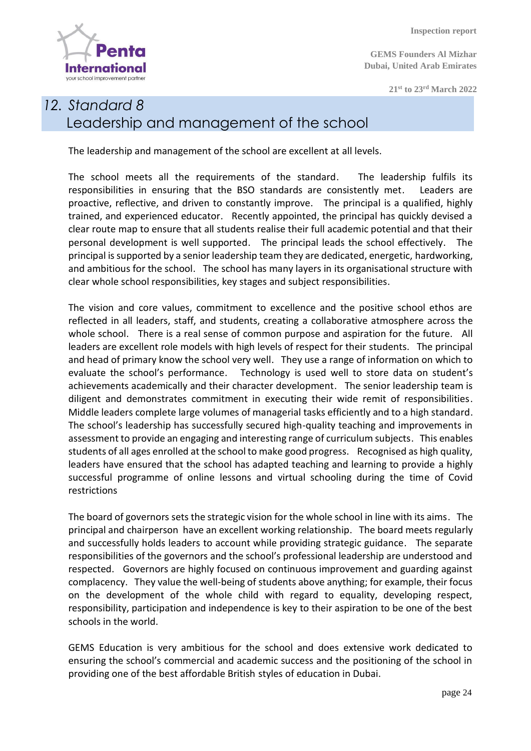# 12. Standard 8
## Leadership and management of the school

The leadership and management of the school are excellent at all levels.

The school meets all the requirements of the standard. The leadership fulfils its responsibilities in ensuring that the BSO standards are consistently met. Leaders are proactive, reflective, and driven to constantly improve. The principal is a qualified, highly trained, and experienced educator. Recently appointed, the principal has quickly devised a clear route map to ensure that all students realise their full academic potential and that their personal development is well supported. The principal leads the school effectively. The principal is supported by a senior leadership team they are dedicated, energetic, hardworking, and ambitious for the school. The school has many layers in its organisational structure with clear whole school responsibilities, key stages and subject responsibilities.

The vision and core values, commitment to excellence and the positive school ethos are reflected in all leaders, staff, and students, creating a collaborative atmosphere across the whole school. There is a real sense of common purpose and aspiration for the future. All leaders are excellent role models with high levels of respect for their students. The principal and head of primary know the school very well. They use a range of information on which to evaluate the school's performance. Technology is used well to store data on student's achievements academically and their character development. The senior leadership team is diligent and demonstrates commitment in executing their wide remit of responsibilities. Middle leaders complete large volumes of managerial tasks efficiently and to a high standard. The school's leadership has successfully secured high-quality teaching and improvements in assessment to provide an engaging and interesting range of curriculum subjects. This enables students of all ages enrolled at the school to make good progress. Recognised as high quality, leaders have ensured that the school has adapted teaching and learning to provide a highly successful programme of online lessons and virtual schooling during the time of Covid restrictions

The board of governors sets the strategic vision for the whole school in line with its aims. The principal and chairperson have an excellent working relationship. The board meets regularly and successfully holds leaders to account while providing strategic guidance. The separate responsibilities of the governors and the school's professional leadership are understood and respected. Governors are highly focused on continuous improvement and guarding against complacency. They value the well-being of students above anything; for example, their focus on the development of the whole child with regard to equality, developing respect, responsibility, participation and independence is key to their aspiration to be one of the best schools in the world.

GEMS Education is very ambitious for the school and does extensive work dedicated to ensuring the school's commercial and academic success and the positioning of the school in providing one of the best affordable British styles of education in Dubai.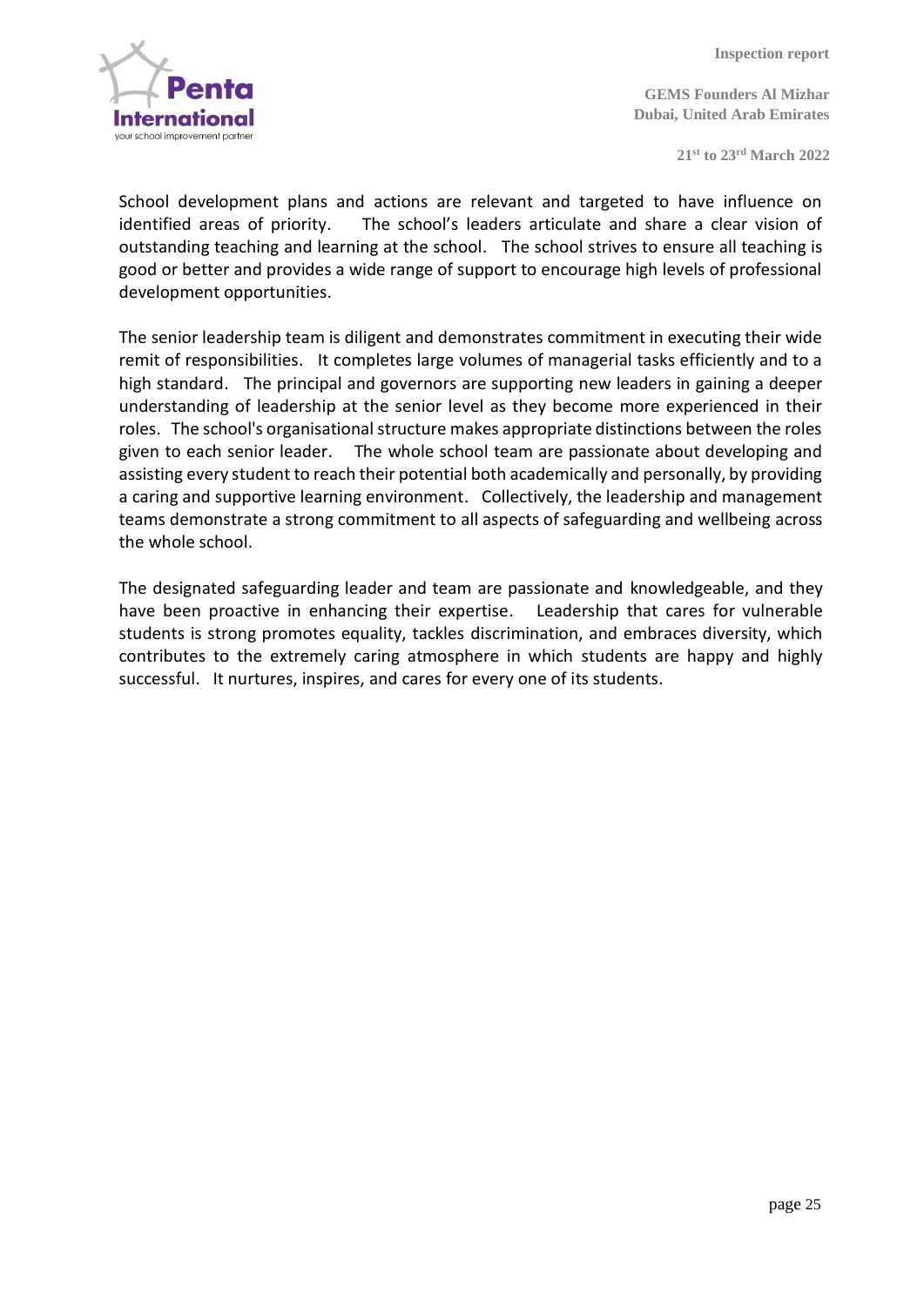School development plans and actions are relevant and targeted to have influence on identified areas of priority. The school's leaders articulate and share a clear vision of outstanding teaching and learning at the school. The school strives to ensure all teaching is good or better and provides a wide range of support to encourage high levels of professional development opportunities.

The senior leadership team is diligent and demonstrates commitment in executing their wide remit of responsibilities. It completes large volumes of managerial tasks efficiently and to a high standard. The principal and governors are supporting new leaders in gaining a deeper understanding of leadership at the senior level as they become more experienced in their roles. The school's organisational structure makes appropriate distinctions between the roles given to each senior leader. The whole school team are passionate about developing and assisting every student to reach their potential both academically and personally, by providing a caring and supportive learning environment. Collectively, the leadership and management teams demonstrate a strong commitment to all aspects of safeguarding and wellbeing across the whole school.

The designated safeguarding leader and team are passionate and knowledgeable, and they have been proactive in enhancing their expertise. Leadership that cares for vulnerable students is strong promotes equality, tackles discrimination, and embraces diversity, which contributes to the extremely caring atmosphere in which students are happy and highly successful. It nurtures, inspires, and cares for every one of its students.